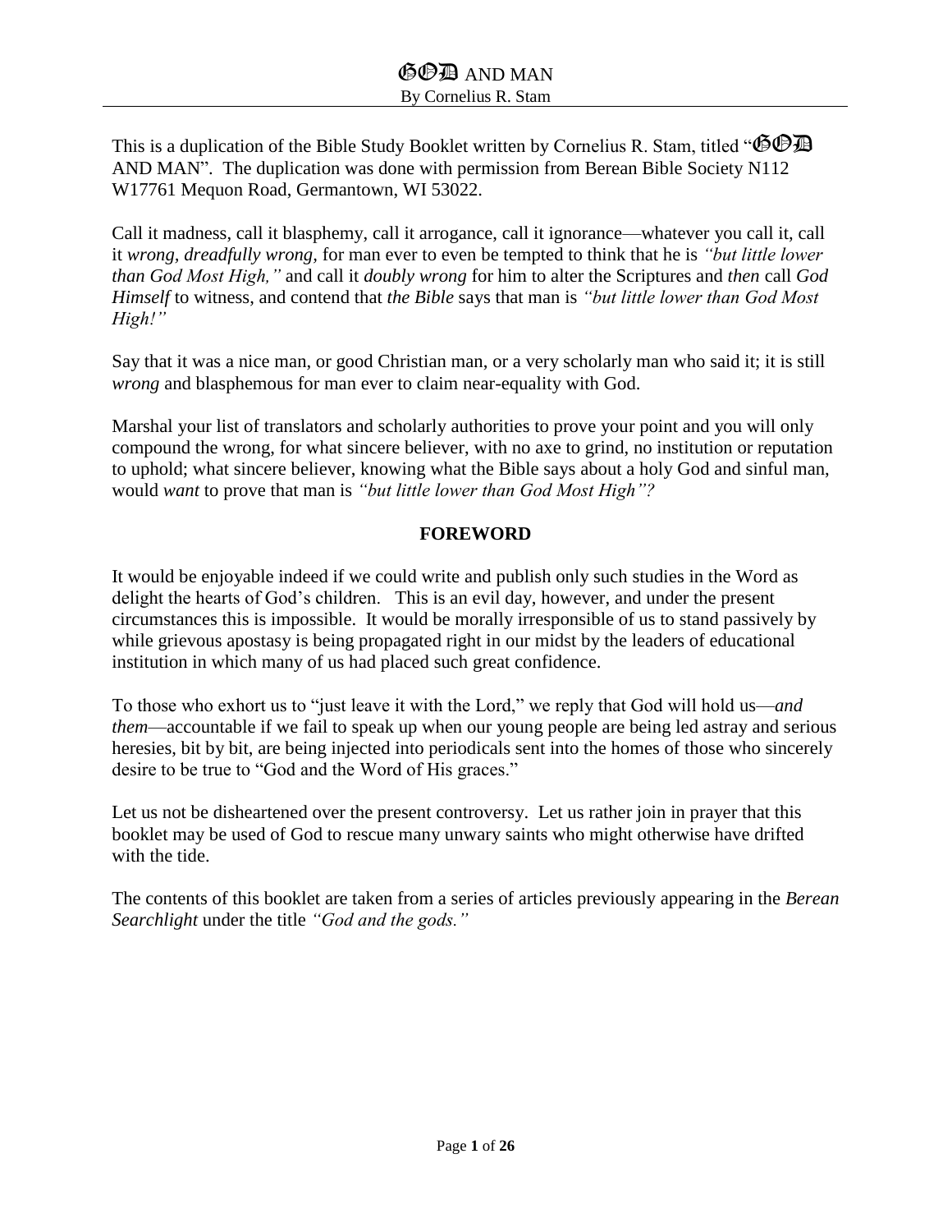# GOD AND MAN

By Cornelius R. Stam

This is a duplication of the Bible Study Booklet written by Cornelius R. Stam, titled "GOD AND MAN". The duplication was done with permission from Berean Bible Society N112 W17761 Mequon Road, Germantown, WI 53022.

Call it madness, call it blasphemy, call it arrogance, call it ignorance—whatever you call it, call it *wrong*, *dreadfully wrong*, for man ever to even be tempted to think that he is *"but little lower than God Most High,"* and call it *doubly wrong* for him to alter the Scriptures and *then* call *God Himself* to witness, and contend that *the Bible* says that man is *"but little lower than God Most High!"*

Say that it was a nice man, or good Christian man, or a very scholarly man who said it; it is still *wrong* and blasphemous for man ever to claim near-equality with God.

Marshal your list of translators and scholarly authorities to prove your point and you will only compound the wrong, for what sincere believer, with no axe to grind, no institution or reputation to uphold; what sincere believer, knowing what the Bible says about a holy God and sinful man, would *want* to prove that man is *"but little lower than God Most High"?*

## FOREWORD

It would be enjoyable indeed if we could write and publish only such studies in the Word as delight the hearts of God's children. This is an evil day, however, and under the present circumstances this is impossible. It would be morally irresponsible of us to stand passively by while grievous apostasy is being propagated right in our midst by the leaders of educational institution in which many of us had placed such great confidence.

To those who exhort us to "just leave it with the Lord," we reply that God will hold us—*and them*—accountable if we fail to speak up when our young people are being led astray and serious heresies, bit by bit, are being injected into periodicals sent into the homes of those who sincerely desire to be true to "God and the Word of His graces."

Let us not be disheartened over the present controversy. Let us rather join in prayer that this booklet may be used of God to rescue many unwary saints who might otherwise have drifted with the tide.

The contents of this booklet are taken from a series of articles previously appearing in the *Berean Searchlight* under the title *"God and the gods."*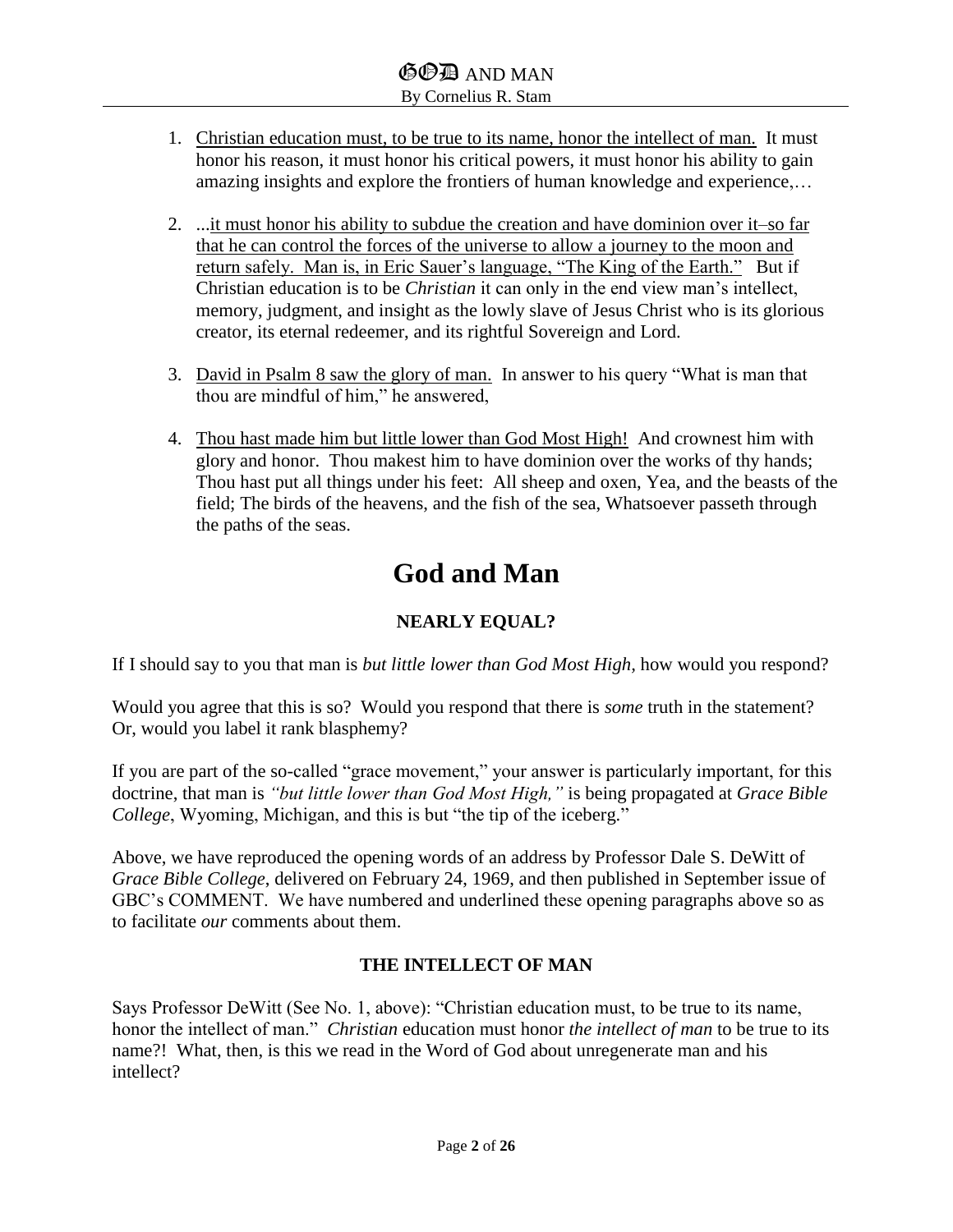1. <u>Christian education must, to be true to its name, honor the intellect of man.</u> It must honor his reason, it must honor his critical powers, it must honor his ability to gain amazing insights and explore the frontiers of human knowledge and experience,…

2. ...<u>it must honor his ability to subdue the creation and have dominion over it–so far that he can control the forces of the universe to allow a journey to the moon and return safely. Man is, in Eric Sauer's language, "The King of the Earth."</u> But if Christian education is to be *Christian* it can only in the end view man's intellect, memory, judgment, and insight as the lowly slave of Jesus Christ who is its glorious creator, its eternal redeemer, and its rightful Sovereign and Lord.

3. <u>David in Psalm 8 saw the glory of man.</u> In answer to his query "What is man that thou are mindful of him," he answered,

4. <u>Thou hast made him but little lower than God Most High!</u> And crownest him with glory and honor. Thou makest him to have dominion over the works of thy hands; Thou hast put all things under his feet: All sheep and oxen, Yea, and the beasts of the field; The birds of the heavens, and the fish of the sea, Whatsoever passeth through the paths of the seas.

# God and Man

### NEARLY EQUAL?

If I should say to you that man is *but little lower than God Most High*, how would you respond?

Would you agree that this is so? Would you respond that there is *some* truth in the statement? Or, would you label it rank blasphemy?

If you are part of the so-called "grace movement," your answer is particularly important, for this doctrine, that man is *"but little lower than God Most High,"* is being propagated at *Grace Bible College*, Wyoming, Michigan, and this is but "the tip of the iceberg."

Above, we have reproduced the opening words of an address by Professor Dale S. DeWitt of *Grace Bible College*, delivered on February 24, 1969, and then published in September issue of GBC's COMMENT. We have numbered and underlined these opening paragraphs above so as to facilitate *our* comments about them.

### THE INTELLECT OF MAN

Says Professor DeWitt (See No. 1, above): "Christian education must, to be true to its name, honor the intellect of man." *Christian* education must honor *the intellect of man* to be true to its name?! What, then, is this we read in the Word of God about unregenerate man and his intellect?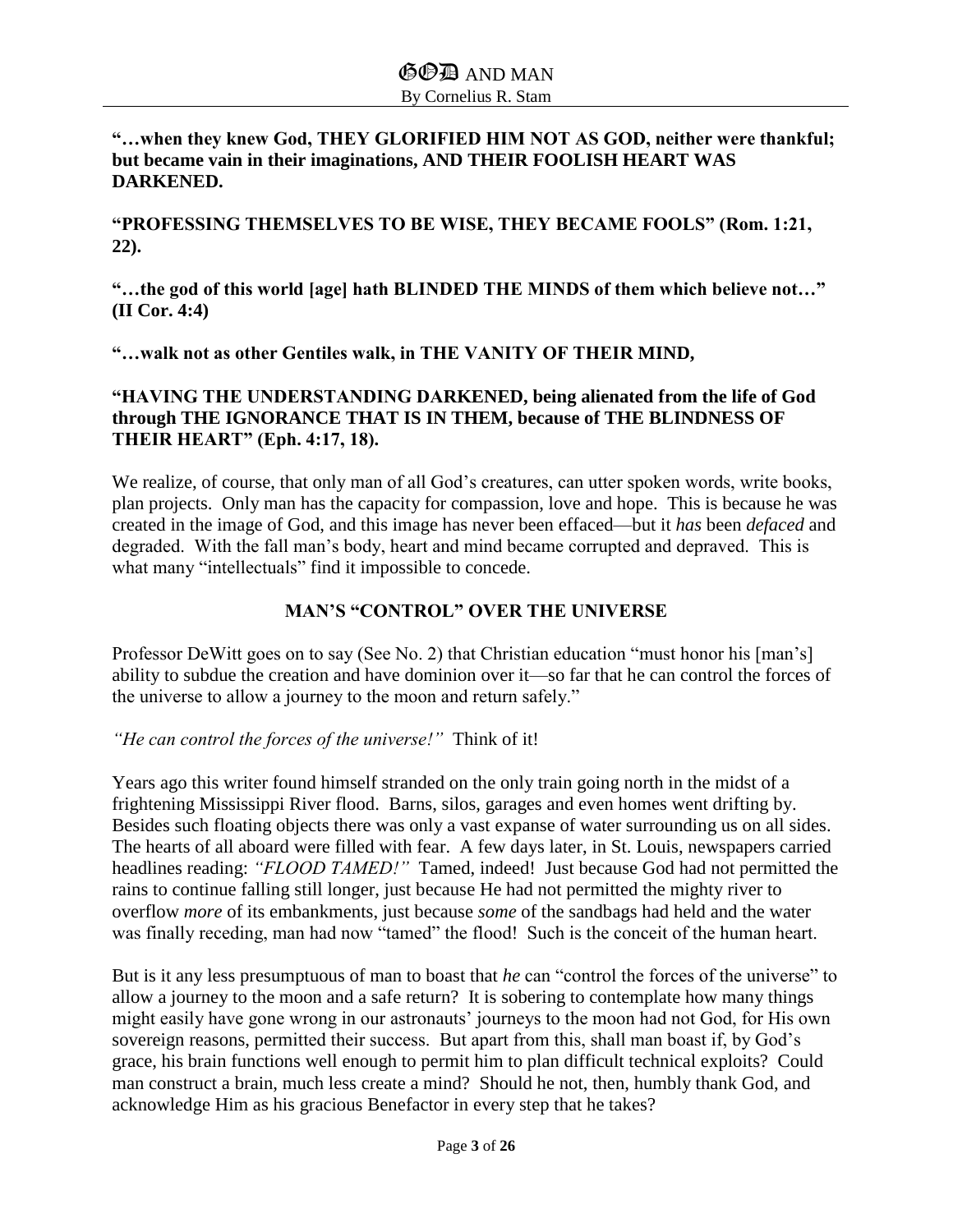**"…when they knew God, THEY GLORIFIED HIM NOT AS GOD, neither were thankful; but became vain in their imaginations, AND THEIR FOOLISH HEART WAS DARKENED.**

**"PROFESSING THEMSELVES TO BE WISE, THEY BECAME FOOLS" (Rom. 1:21, 22).**

**"…the god of this world [age] hath BLINDED THE MINDS of them which believe not…" (II Cor. 4:4)**

**"…walk not as other Gentiles walk, in THE VANITY OF THEIR MIND,**

**"HAVING THE UNDERSTANDING DARKENED, being alienated from the life of God through THE IGNORANCE THAT IS IN THEM, because of THE BLINDNESS OF THEIR HEART" (Eph. 4:17, 18).**

We realize, of course, that only man of all God's creatures, can utter spoken words, write books, plan projects. Only man has the capacity for compassion, love and hope. This is because he was created in the image of God, and this image has never been effaced—but it *has* been *defaced* and degraded. With the fall man's body, heart and mind became corrupted and depraved. This is what many "intellectuals" find it impossible to concede.

## MAN'S "CONTROL" OVER THE UNIVERSE

Professor DeWitt goes on to say (See No. 2) that Christian education "must honor his [man's] ability to subdue the creation and have dominion over it—so far that he can control the forces of the universe to allow a journey to the moon and return safely."

*"He can control the forces of the universe!"* Think of it!

Years ago this writer found himself stranded on the only train going north in the midst of a frightening Mississippi River flood. Barns, silos, garages and even homes went drifting by. Besides such floating objects there was only a vast expanse of water surrounding us on all sides. The hearts of all aboard were filled with fear. A few days later, in St. Louis, newspapers carried headlines reading: *"FLOOD TAMED!"* Tamed, indeed! Just because God had not permitted the rains to continue falling still longer, just because He had not permitted the mighty river to overflow *more* of its embankments, just because *some* of the sandbags had held and the water was finally receding, man had now "tamed" the flood! Such is the conceit of the human heart.

But is it any less presumptuous of man to boast that *he* can "control the forces of the universe" to allow a journey to the moon and a safe return? It is sobering to contemplate how many things might easily have gone wrong in our astronauts' journeys to the moon had not God, for His own sovereign reasons, permitted their success. But apart from this, shall man boast if, by God's grace, his brain functions well enough to permit him to plan difficult technical exploits? Could man construct a brain, much less create a mind? Should he not, then, humbly thank God, and acknowledge Him as his gracious Benefactor in every step that he takes?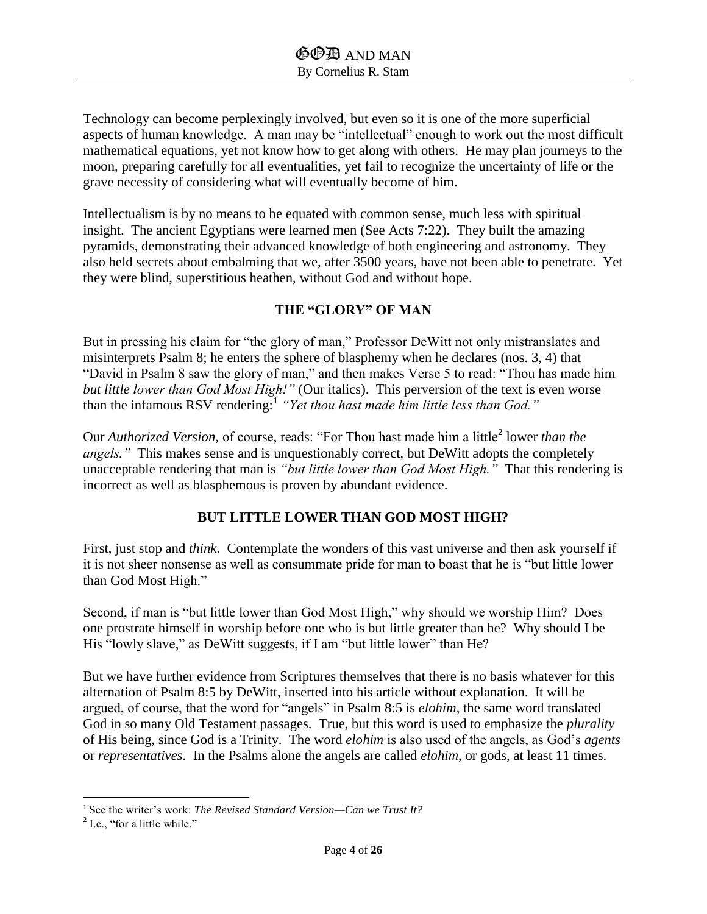Technology can become perplexingly involved, but even so it is one of the more superficial aspects of human knowledge. A man may be "intellectual" enough to work out the most difficult mathematical equations, yet not know how to get along with others. He may plan journeys to the moon, preparing carefully for all eventualities, yet fail to recognize the uncertainty of life or the grave necessity of considering what will eventually become of him.

Intellectualism is by no means to be equated with common sense, much less with spiritual insight. The ancient Egyptians were learned men (See Acts 7:22). They built the amazing pyramids, demonstrating their advanced knowledge of both engineering and astronomy. They also held secrets about embalming that we, after 3500 years, have not been able to penetrate. Yet they were blind, superstitious heathen, without God and without hope.

## THE "GLORY" OF MAN

But in pressing his claim for "the glory of man," Professor DeWitt not only mistranslates and misinterprets Psalm 8; he enters the sphere of blasphemy when he declares (nos. 3, 4) that "David in Psalm 8 saw the glory of man," and then makes Verse 5 to read: "Thou has made him *but little lower than God Most High!"* (Our italics). This perversion of the text is even worse than the infamous RSV rendering:[1] *"Yet thou hast made him little less than God."*

Our *Authorized Version,* of course, reads: "For Thou hast made him a little[2] lower *than the angels."* This makes sense and is unquestionably correct, but DeWitt adopts the completely unacceptable rendering that man is *"but little lower than God Most High."* That this rendering is incorrect as well as blasphemous is proven by abundant evidence.

## BUT LITTLE LOWER THAN GOD MOST HIGH?

First, just stop and *think*. Contemplate the wonders of this vast universe and then ask yourself if it is not sheer nonsense as well as consummate pride for man to boast that he is "but little lower than God Most High."

Second, if man is "but little lower than God Most High," why should we worship Him? Does one prostrate himself in worship before one who is but little greater than he? Why should I be His "lowly slave," as DeWitt suggests, if I am "but little lower" than He?

But we have further evidence from Scriptures themselves that there is no basis whatever for this alternation of Psalm 8:5 by DeWitt, inserted into his article without explanation. It will be argued, of course, that the word for "angels" in Psalm 8:5 is *elohim*, the same word translated God in so many Old Testament passages. True, but this word is used to emphasize the *plurality* of His being, since God is a Trinity. The word *elohim* is also used of the angels, as God's *agents* or *representatives*. In the Psalms alone the angels are called *elohim*, or gods, at least 11 times.

---

[1] See the writer's work: *The Revised Standard Version—Can we Trust It?*

[2] I.e., "for a little while."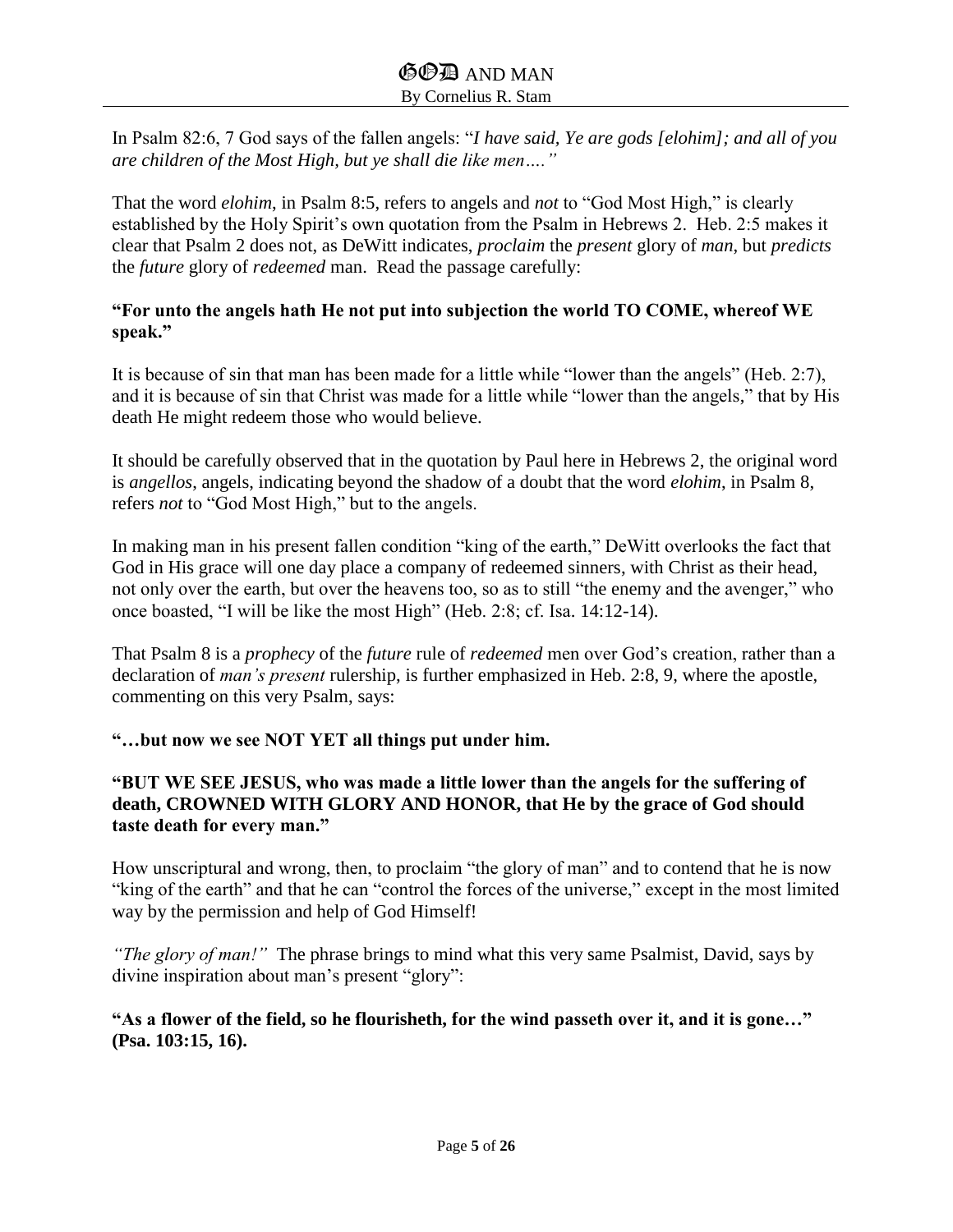In Psalm 82:6, 7 God says of the fallen angels: "*I have said, Ye are gods [elohim]; and all of you are children of the Most High, but ye shall die like men….*"

That the word *elohim*, in Psalm 8:5, refers to angels and *not* to "God Most High," is clearly established by the Holy Spirit's own quotation from the Psalm in Hebrews 2. Heb. 2:5 makes it clear that Psalm 2 does not, as DeWitt indicates, *proclaim* the *present* glory of *man*, but *predicts* the *future* glory of *redeemed* man. Read the passage carefully:

**"For unto the angels hath He not put into subjection the world TO COME, whereof WE speak."**

It is because of sin that man has been made for a little while "lower than the angels" (Heb. 2:7), and it is because of sin that Christ was made for a little while "lower than the angels," that by His death He might redeem those who would believe.

It should be carefully observed that in the quotation by Paul here in Hebrews 2, the original word is *angellos*, angels, indicating beyond the shadow of a doubt that the word *elohim*, in Psalm 8, refers *not* to "God Most High," but to the angels.

In making man in his present fallen condition "king of the earth," DeWitt overlooks the fact that God in His grace will one day place a company of redeemed sinners, with Christ as their head, not only over the earth, but over the heavens too, so as to still "the enemy and the avenger," who once boasted, "I will be like the most High" (Heb. 2:8; cf. Isa. 14:12-14).

That Psalm 8 is a *prophecy* of the *future* rule of *redeemed* men over God's creation, rather than a declaration of *man's present* rulership, is further emphasized in Heb. 2:8, 9, where the apostle, commenting on this very Psalm, says:

**"…but now we see NOT YET all things put under him.**

**"BUT WE SEE JESUS, who was made a little lower than the angels for the suffering of death, CROWNED WITH GLORY AND HONOR, that He by the grace of God should taste death for every man."**

How unscriptural and wrong, then, to proclaim "the glory of man" and to contend that he is now "king of the earth" and that he can "control the forces of the universe," except in the most limited way by the permission and help of God Himself!

*"The glory of man!"* The phrase brings to mind what this very same Psalmist, David, says by divine inspiration about man's present "glory":

**"As a flower of the field, so he flourisheth, for the wind passeth over it, and it is gone…" (Psa. 103:15, 16).**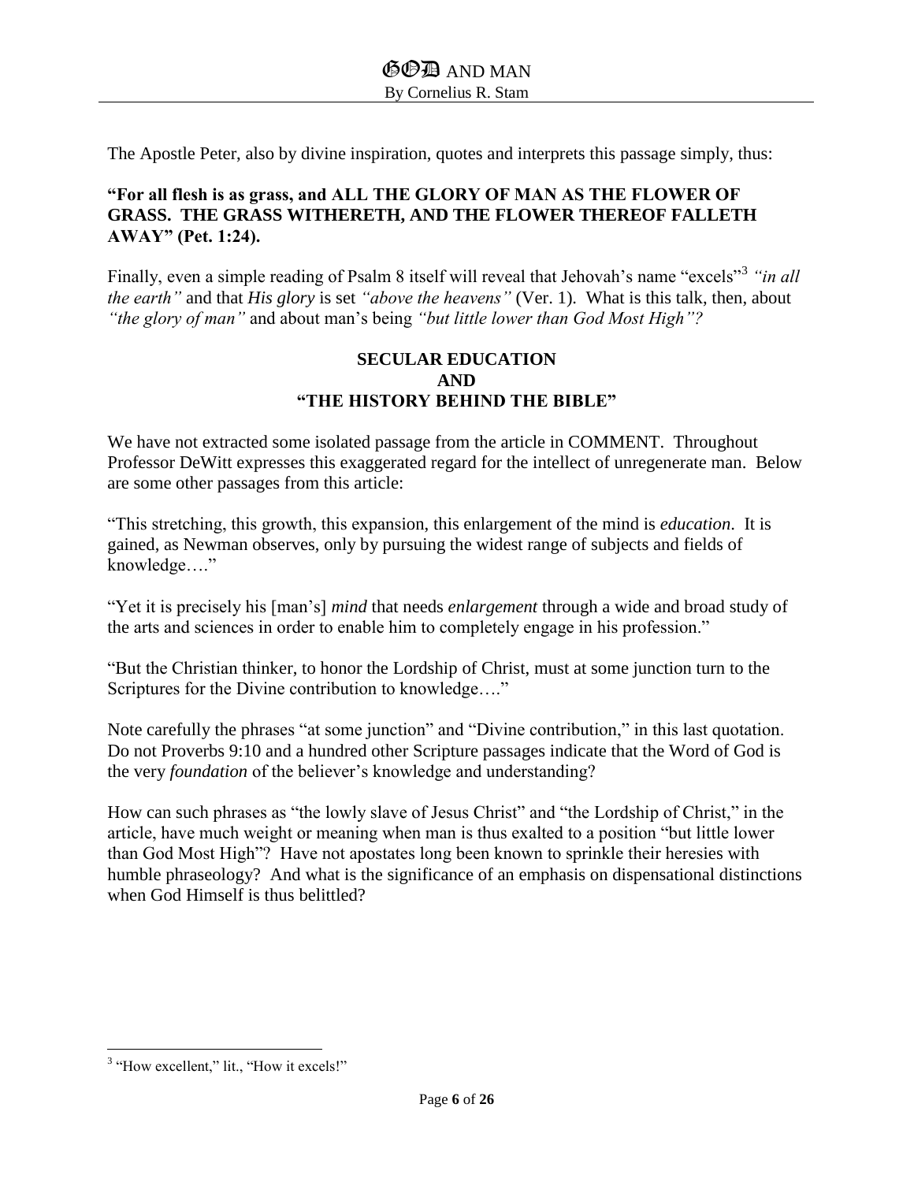The Apostle Peter, also by divine inspiration, quotes and interprets this passage simply, thus:

**"For all flesh is as grass, and ALL THE GLORY OF MAN AS THE FLOWER OF GRASS. THE GRASS WITHERETH, AND THE FLOWER THEREOF FALLETH AWAY" (Pet. 1:24).**

Finally, even a simple reading of Psalm 8 itself will reveal that Jehovah's name "excels"[3] *"in all the earth"* and that *His glory* is set *"above the heavens"* (Ver. 1). What is this talk, then, about *"the glory of man"* and about man's being *"but little lower than God Most High"?*

## SECULAR EDUCATION AND "THE HISTORY BEHIND THE BIBLE"

We have not extracted some isolated passage from the article in COMMENT. Throughout Professor DeWitt expresses this exaggerated regard for the intellect of unregenerate man. Below are some other passages from this article:

"This stretching, this growth, this expansion, this enlargement of the mind is *education*. It is gained, as Newman observes, only by pursuing the widest range of subjects and fields of knowledge…."

"Yet it is precisely his [man's] *mind* that needs *enlargement* through a wide and broad study of the arts and sciences in order to enable him to completely engage in his profession."

"But the Christian thinker, to honor the Lordship of Christ, must at some junction turn to the Scriptures for the Divine contribution to knowledge…."

Note carefully the phrases "at some junction" and "Divine contribution," in this last quotation. Do not Proverbs 9:10 and a hundred other Scripture passages indicate that the Word of God is the very *foundation* of the believer's knowledge and understanding?

How can such phrases as "the lowly slave of Jesus Christ" and "the Lordship of Christ," in the article, have much weight or meaning when man is thus exalted to a position "but little lower than God Most High"? Have not apostates long been known to sprinkle their heresies with humble phraseology? And what is the significance of an emphasis on dispensational distinctions when God Himself is thus belittled?

---

[3] "How excellent," lit., "How it excels!"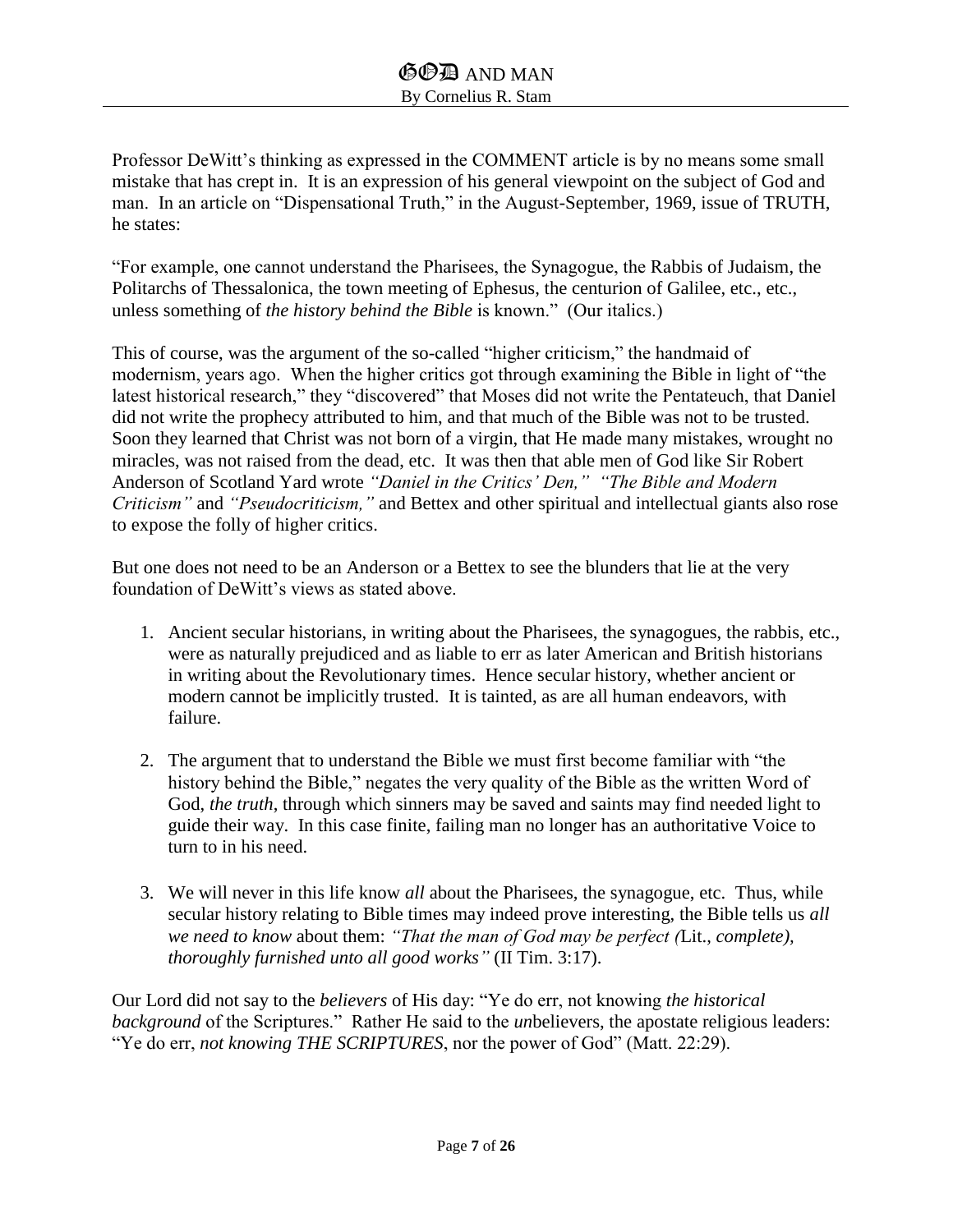Professor DeWitt's thinking as expressed in the COMMENT article is by no means some small mistake that has crept in. It is an expression of his general viewpoint on the subject of God and man. In an article on "Dispensational Truth," in the August-September, 1969, issue of TRUTH, he states:

"For example, one cannot understand the Pharisees, the Synagogue, the Rabbis of Judaism, the Politarchs of Thessalonica, the town meeting of Ephesus, the centurion of Galilee, etc., etc., unless something of *the history behind the Bible* is known." (Our italics.)

This of course, was the argument of the so-called "higher criticism," the handmaid of modernism, years ago. When the higher critics got through examining the Bible in light of "the latest historical research," they "discovered" that Moses did not write the Pentateuch, that Daniel did not write the prophecy attributed to him, and that much of the Bible was not to be trusted. Soon they learned that Christ was not born of a virgin, that He made many mistakes, wrought no miracles, was not raised from the dead, etc. It was then that able men of God like Sir Robert Anderson of Scotland Yard wrote *"Daniel in the Critics' Den," "The Bible and Modern Criticism"* and *"Pseudocriticism,"* and Bettex and other spiritual and intellectual giants also rose to expose the folly of higher critics.

But one does not need to be an Anderson or a Bettex to see the blunders that lie at the very foundation of DeWitt's views as stated above.

1. Ancient secular historians, in writing about the Pharisees, the synagogues, the rabbis, etc., were as naturally prejudiced and as liable to err as later American and British historians in writing about the Revolutionary times. Hence secular history, whether ancient or modern cannot be implicitly trusted. It is tainted, as are all human endeavors, with failure.

2. The argument that to understand the Bible we must first become familiar with "the history behind the Bible," negates the very quality of the Bible as the written Word of God, *the truth*, through which sinners may be saved and saints may find needed light to guide their way. In this case finite, failing man no longer has an authoritative Voice to turn to in his need.

3. We will never in this life know *all* about the Pharisees, the synagogue, etc. Thus, while secular history relating to Bible times may indeed prove interesting, the Bible tells us *all we need to know* about them: *"That the man of God may be perfect (*Lit., *complete), thoroughly furnished unto all good works"* (II Tim. 3:17).

Our Lord did not say to the *believers* of His day: "Ye do err, not knowing *the historical background* of the Scriptures." Rather He said to the *un*believers, the apostate religious leaders: "Ye do err, *not knowing THE SCRIPTURES*, nor the power of God" (Matt. 22:29).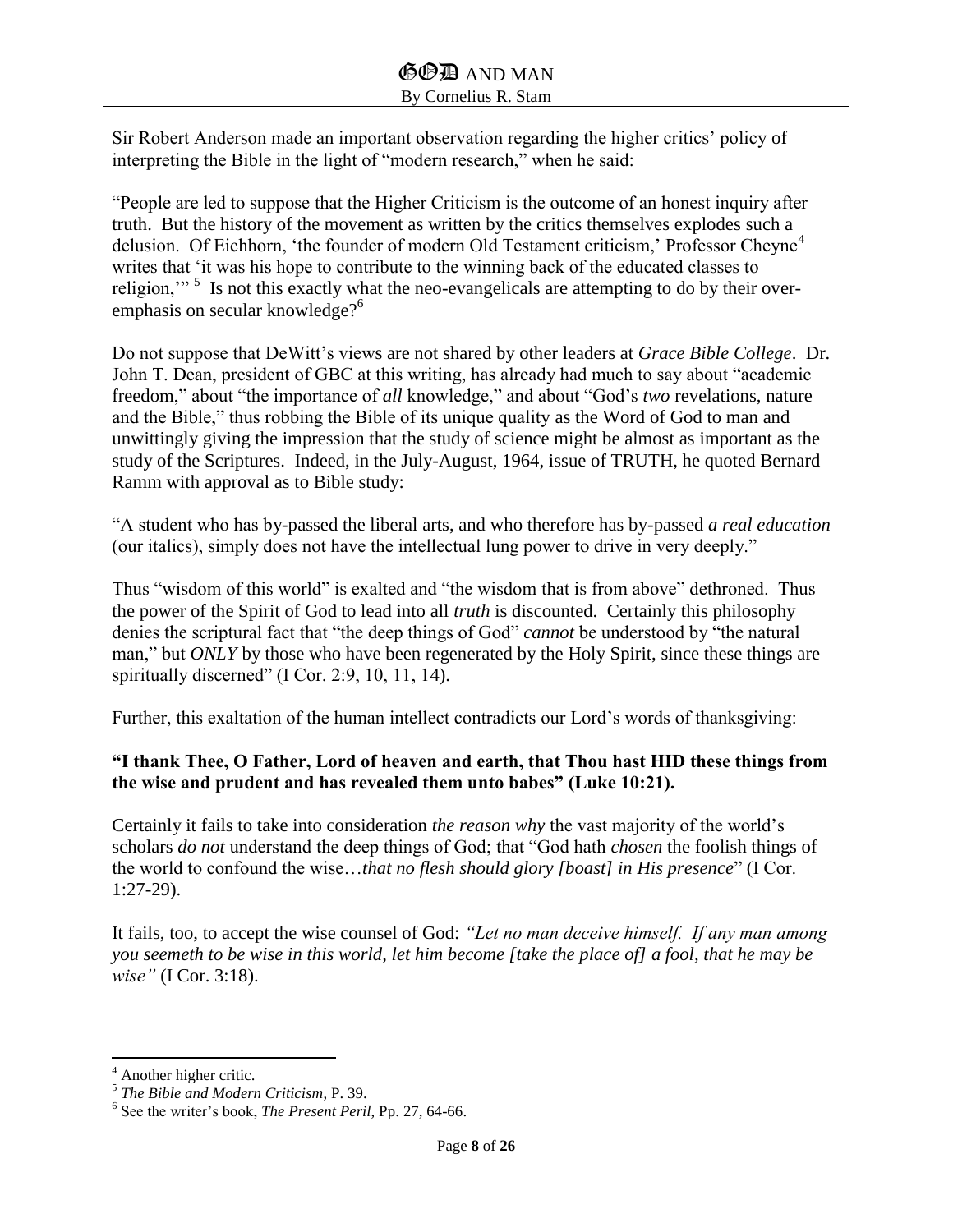Sir Robert Anderson made an important observation regarding the higher critics' policy of interpreting the Bible in the light of "modern research," when he said:

"People are led to suppose that the Higher Criticism is the outcome of an honest inquiry after truth. But the history of the movement as written by the critics themselves explodes such a delusion. Of Eichhorn, 'the founder of modern Old Testament criticism,' Professor Cheyne[4] writes that 'it was his hope to contribute to the winning back of the educated classes to religion,'" [5] Is not this exactly what the neo-evangelicals are attempting to do by their over-emphasis on secular knowledge?[6]

Do not suppose that DeWitt's views are not shared by other leaders at *Grace Bible College*. Dr. John T. Dean, president of GBC at this writing, has already had much to say about "academic freedom," about "the importance of *all* knowledge," and about "God's *two* revelations, nature and the Bible," thus robbing the Bible of its unique quality as the Word of God to man and unwittingly giving the impression that the study of science might be almost as important as the study of the Scriptures. Indeed, in the July-August, 1964, issue of TRUTH, he quoted Bernard Ramm with approval as to Bible study:

"A student who has by-passed the liberal arts, and who therefore has by-passed *a real education* (our italics), simply does not have the intellectual lung power to drive in very deeply."

Thus "wisdom of this world" is exalted and "the wisdom that is from above" dethroned. Thus the power of the Spirit of God to lead into all *truth* is discounted. Certainly this philosophy denies the scriptural fact that "the deep things of God" *cannot* be understood by "the natural man," but *ONLY* by those who have been regenerated by the Holy Spirit, since these things are spiritually discerned" (I Cor. 2:9, 10, 11, 14).

Further, this exaltation of the human intellect contradicts our Lord's words of thanksgiving:

**"I thank Thee, O Father, Lord of heaven and earth, that Thou hast HID these things from the wise and prudent and has revealed them unto babes" (Luke 10:21).**

Certainly it fails to take into consideration *the reason why* the vast majority of the world's scholars *do not* understand the deep things of God; that "God hath *chosen* the foolish things of the world to confound the wise…*that no flesh should glory [boast] in His presence*" (I Cor. 1:27-29).

It fails, too, to accept the wise counsel of God: *"Let no man deceive himself. If any man among you seemeth to be wise in this world, let him become [take the place of] a fool, that he may be wise"* (I Cor. 3:18).

---

[4] Another higher critic.

[5] *The Bible and Modern Criticism*, P. 39.

[6] See the writer's book, *The Present Peril*, Pp. 27, 64-66.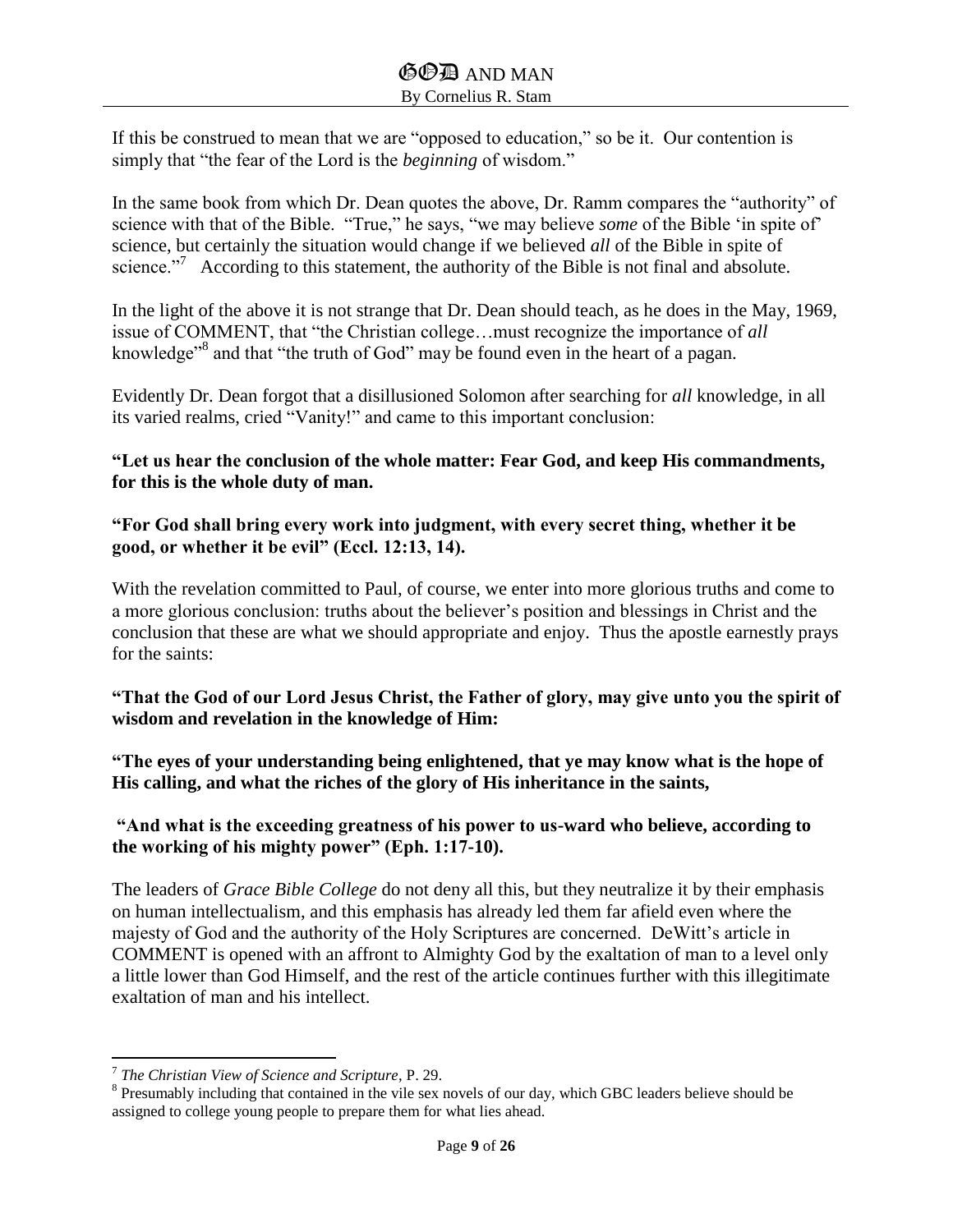If this be construed to mean that we are "opposed to education," so be it. Our contention is simply that "the fear of the Lord is the *beginning* of wisdom."

In the same book from which Dr. Dean quotes the above, Dr. Ramm compares the "authority" of science with that of the Bible. "True," he says, "we may believe *some* of the Bible 'in spite of' science, but certainly the situation would change if we believed *all* of the Bible in spite of science."[7] According to this statement, the authority of the Bible is not final and absolute.

In the light of the above it is not strange that Dr. Dean should teach, as he does in the May, 1969, issue of COMMENT, that "the Christian college…must recognize the importance of *all* knowledge"[8] and that "the truth of God" may be found even in the heart of a pagan.

Evidently Dr. Dean forgot that a disillusioned Solomon after searching for *all* knowledge, in all its varied realms, cried "Vanity!" and came to this important conclusion:

**"Let us hear the conclusion of the whole matter: Fear God, and keep His commandments, for this is the whole duty of man.**

**"For God shall bring every work into judgment, with every secret thing, whether it be good, or whether it be evil" (Eccl. 12:13, 14).**

With the revelation committed to Paul, of course, we enter into more glorious truths and come to a more glorious conclusion: truths about the believer's position and blessings in Christ and the conclusion that these are what we should appropriate and enjoy. Thus the apostle earnestly prays for the saints:

**"That the God of our Lord Jesus Christ, the Father of glory, may give unto you the spirit of wisdom and revelation in the knowledge of Him:**

**"The eyes of your understanding being enlightened, that ye may know what is the hope of His calling, and what the riches of the glory of His inheritance in the saints,**

**"And what is the exceeding greatness of his power to us-ward who believe, according to the working of his mighty power" (Eph. 1:17-10).**

The leaders of *Grace Bible College* do not deny all this, but they neutralize it by their emphasis on human intellectualism, and this emphasis has already led them far afield even where the majesty of God and the authority of the Holy Scriptures are concerned. DeWitt's article in COMMENT is opened with an affront to Almighty God by the exaltation of man to a level only a little lower than God Himself, and the rest of the article continues further with this illegitimate exaltation of man and his intellect.

---

[7] *The Christian View of Science and Scripture*, P. 29.

[8] Presumably including that contained in the vile sex novels of our day, which GBC leaders believe should be assigned to college young people to prepare them for what lies ahead.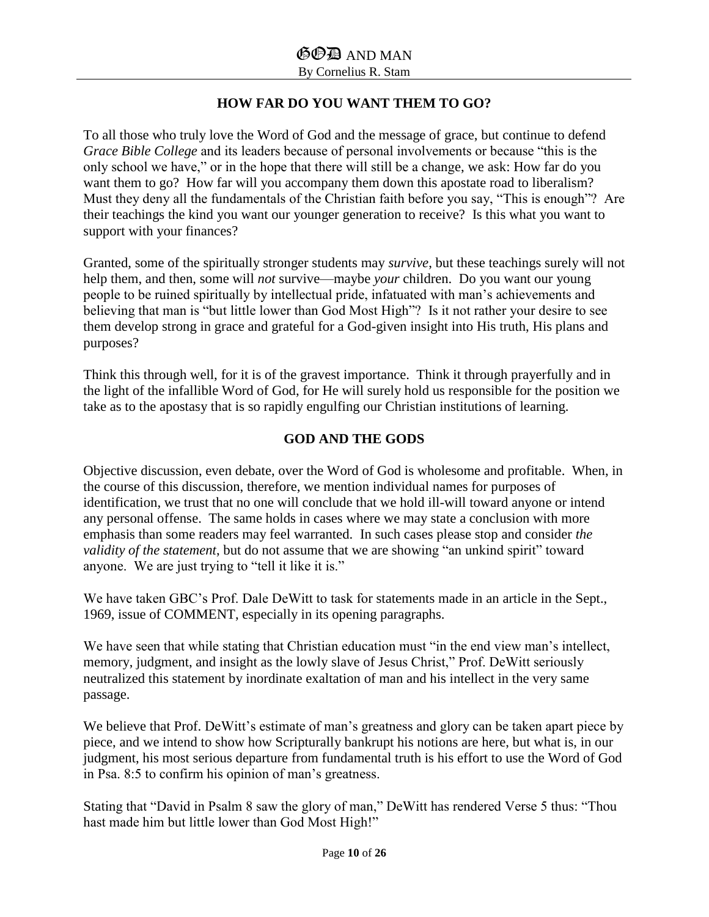## HOW FAR DO YOU WANT THEM TO GO?

To all those who truly love the Word of God and the message of grace, but continue to defend *Grace Bible College* and its leaders because of personal involvements or because "this is the only school we have," or in the hope that there will still be a change, we ask: How far do you want them to go? How far will you accompany them down this apostate road to liberalism? Must they deny all the fundamentals of the Christian faith before you say, "This is enough"? Are their teachings the kind you want our younger generation to receive? Is this what you want to support with your finances?

Granted, some of the spiritually stronger students may *survive*, but these teachings surely will not help them, and then, some will *not* survive—maybe *your* children. Do you want our young people to be ruined spiritually by intellectual pride, infatuated with man's achievements and believing that man is "but little lower than God Most High"? Is it not rather your desire to see them develop strong in grace and grateful for a God-given insight into His truth, His plans and purposes?

Think this through well, for it is of the gravest importance. Think it through prayerfully and in the light of the infallible Word of God, for He will surely hold us responsible for the position we take as to the apostasy that is so rapidly engulfing our Christian institutions of learning.

## GOD AND THE GODS

Objective discussion, even debate, over the Word of God is wholesome and profitable. When, in the course of this discussion, therefore, we mention individual names for purposes of identification, we trust that no one will conclude that we hold ill-will toward anyone or intend any personal offense. The same holds in cases where we may state a conclusion with more emphasis than some readers may feel warranted. In such cases please stop and consider *the validity of the statement*, but do not assume that we are showing "an unkind spirit" toward anyone. We are just trying to "tell it like it is."

We have taken GBC's Prof. Dale DeWitt to task for statements made in an article in the Sept., 1969, issue of COMMENT, especially in its opening paragraphs.

We have seen that while stating that Christian education must "in the end view man's intellect, memory, judgment, and insight as the lowly slave of Jesus Christ," Prof. DeWitt seriously neutralized this statement by inordinate exaltation of man and his intellect in the very same passage.

We believe that Prof. DeWitt's estimate of man's greatness and glory can be taken apart piece by piece, and we intend to show how Scripturally bankrupt his notions are here, but what is, in our judgment, his most serious departure from fundamental truth is his effort to use the Word of God in Psa. 8:5 to confirm his opinion of man's greatness.

Stating that "David in Psalm 8 saw the glory of man," DeWitt has rendered Verse 5 thus: "Thou hast made him but little lower than God Most High!"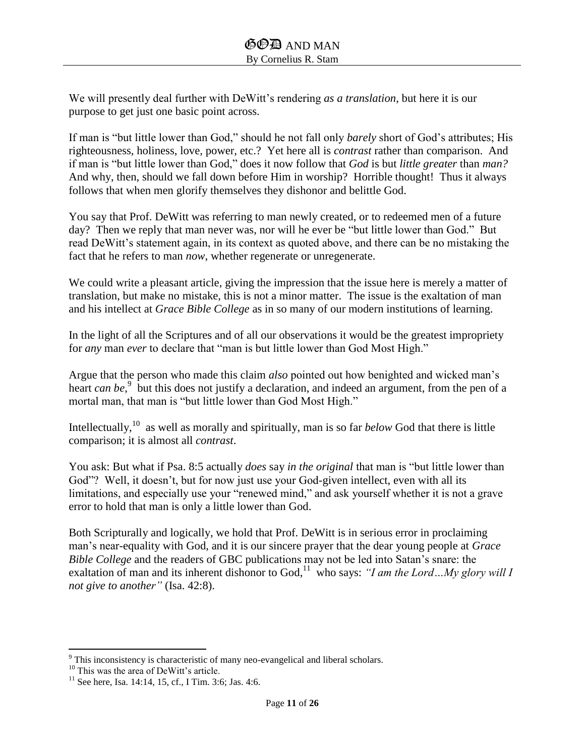We will presently deal further with DeWitt's rendering *as a translation*, but here it is our purpose to get just one basic point across.

If man is "but little lower than God," should he not fall only *barely* short of God's attributes; His righteousness, holiness, love, power, etc.? Yet here all is *contrast* rather than comparison. And if man is "but little lower than God," does it now follow that *God* is but *little greater* than *man?* And why, then, should we fall down before Him in worship? Horrible thought! Thus it always follows that when men glorify themselves they dishonor and belittle God.

You say that Prof. DeWitt was referring to man newly created, or to redeemed men of a future day? Then we reply that man never was, nor will he ever be "but little lower than God." But read DeWitt's statement again, in its context as quoted above, and there can be no mistaking the fact that he refers to man *now*, whether regenerate or unregenerate.

We could write a pleasant article, giving the impression that the issue here is merely a matter of translation, but make no mistake, this is not a minor matter. The issue is the exaltation of man and his intellect at *Grace Bible College* as in so many of our modern institutions of learning.

In the light of all the Scriptures and of all our observations it would be the greatest impropriety for *any* man *ever* to declare that "man is but little lower than God Most High."

Argue that the person who made this claim *also* pointed out how benighted and wicked man's heart *can be*,[9] but this does not justify a declaration, and indeed an argument, from the pen of a mortal man, that man is "but little lower than God Most High."

Intellectually,[10] as well as morally and spiritually, man is so far *below* God that there is little comparison; it is almost all *contrast*.

You ask: But what if Psa. 8:5 actually *does* say *in the original* that man is "but little lower than God"? Well, it doesn't, but for now just use your God-given intellect, even with all its limitations, and especially use your "renewed mind," and ask yourself whether it is not a grave error to hold that man is only a little lower than God.

Both Scripturally and logically, we hold that Prof. DeWitt is in serious error in proclaiming man's near-equality with God, and it is our sincere prayer that the dear young people at *Grace Bible College* and the readers of GBC publications may not be led into Satan's snare: the exaltation of man and its inherent dishonor to God,[11] who says: *"I am the Lord…My glory will I not give to another"* (Isa. 42:8).

---

[9] This inconsistency is characteristic of many neo-evangelical and liberal scholars.

[10] This was the area of DeWitt's article.

[11] See here, Isa. 14:14, 15, cf., I Tim. 3:6; Jas. 4:6.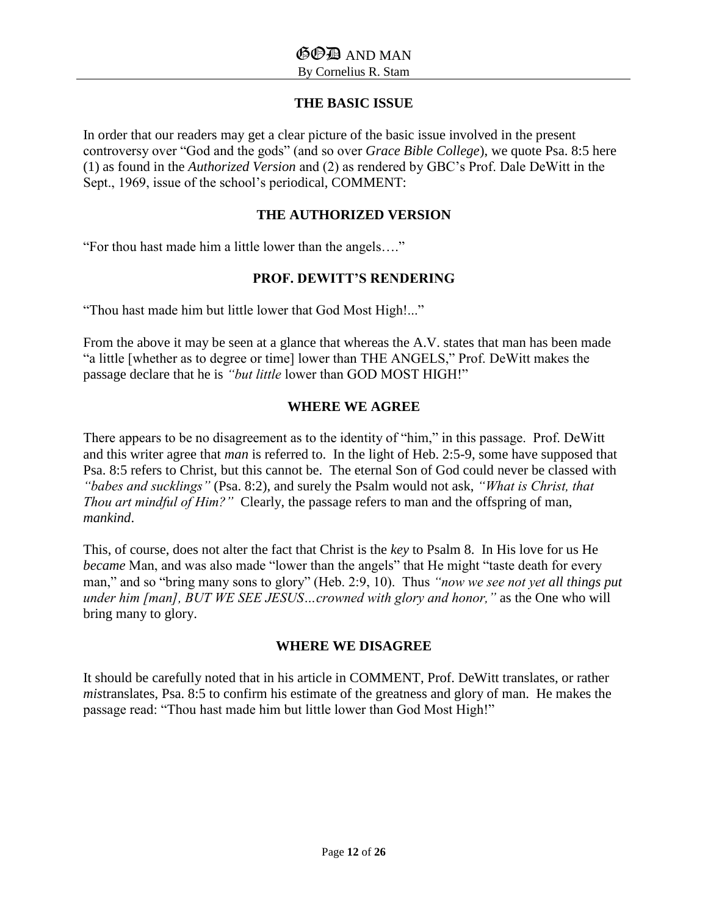### THE BASIC ISSUE

In order that our readers may get a clear picture of the basic issue involved in the present controversy over "God and the gods" (and so over *Grace Bible College*), we quote Psa. 8:5 here (1) as found in the *Authorized Version* and (2) as rendered by GBC's Prof. Dale DeWitt in the Sept., 1969, issue of the school's periodical, COMMENT:

### THE AUTHORIZED VERSION

"For thou hast made him a little lower than the angels…."

### PROF. DEWITT'S RENDERING

"Thou hast made him but little lower that God Most High!..."

From the above it may be seen at a glance that whereas the A.V. states that man has been made "a little [whether as to degree or time] lower than THE ANGELS," Prof. DeWitt makes the passage declare that he is *"but little* lower than GOD MOST HIGH!"

### WHERE WE AGREE

There appears to be no disagreement as to the identity of "him," in this passage. Prof. DeWitt and this writer agree that *man* is referred to. In the light of Heb. 2:5-9, some have supposed that Psa. 8:5 refers to Christ, but this cannot be. The eternal Son of God could never be classed with *"babes and sucklings"* (Psa. 8:2), and surely the Psalm would not ask, *"What is Christ, that Thou art mindful of Him?"* Clearly, the passage refers to man and the offspring of man, *mankind*.

This, of course, does not alter the fact that Christ is the *key* to Psalm 8. In His love for us He *became* Man, and was also made "lower than the angels" that He might "taste death for every man," and so "bring many sons to glory" (Heb. 2:9, 10). Thus *"now we see not yet all things put under him [man], BUT WE SEE JESUS…crowned with glory and honor,"* as the One who will bring many to glory.

### WHERE WE DISAGREE

It should be carefully noted that in his article in COMMENT, Prof. DeWitt translates, or rather *mis*translates, Psa. 8:5 to confirm his estimate of the greatness and glory of man. He makes the passage read: "Thou hast made him but little lower than God Most High!"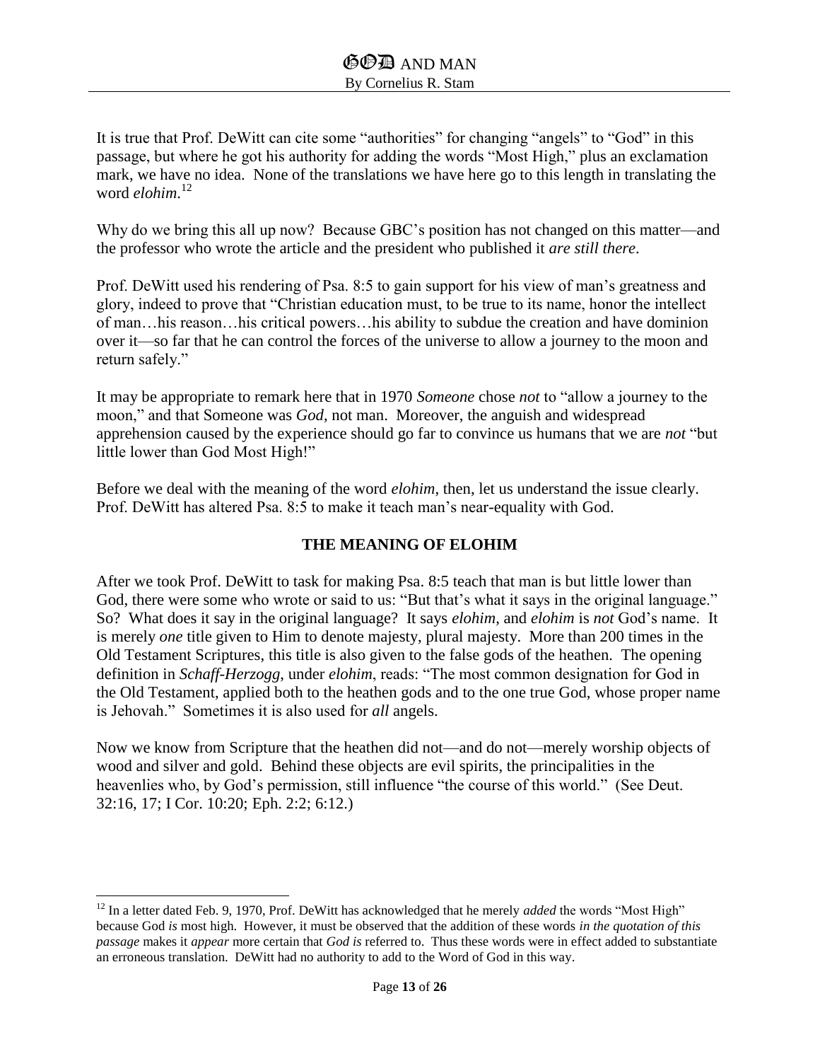It is true that Prof. DeWitt can cite some "authorities" for changing "angels" to "God" in this passage, but where he got his authority for adding the words "Most High," plus an exclamation mark, we have no idea. None of the translations we have here go to this length in translating the word *elohim*.[12]

Why do we bring this all up now? Because GBC's position has not changed on this matter—and the professor who wrote the article and the president who published it *are still there*.

Prof. DeWitt used his rendering of Psa. 8:5 to gain support for his view of man's greatness and glory, indeed to prove that "Christian education must, to be true to its name, honor the intellect of man…his reason…his critical powers…his ability to subdue the creation and have dominion over it—so far that he can control the forces of the universe to allow a journey to the moon and return safely."

It may be appropriate to remark here that in 1970 *Someone* chose *not* to "allow a journey to the moon," and that Someone was *God*, not man. Moreover, the anguish and widespread apprehension caused by the experience should go far to convince us humans that we are *not* "but little lower than God Most High!"

Before we deal with the meaning of the word *elohim*, then, let us understand the issue clearly. Prof. DeWitt has altered Psa. 8:5 to make it teach man's near-equality with God.

## THE MEANING OF ELOHIM

After we took Prof. DeWitt to task for making Psa. 8:5 teach that man is but little lower than God, there were some who wrote or said to us: "But that's what it says in the original language." So? What does it say in the original language? It says *elohim*, and *elohim* is *not* God's name. It is merely *one* title given to Him to denote majesty, plural majesty. More than 200 times in the Old Testament Scriptures, this title is also given to the false gods of the heathen. The opening definition in *Schaff-Herzogg*, under *elohim*, reads: "The most common designation for God in the Old Testament, applied both to the heathen gods and to the one true God, whose proper name is Jehovah." Sometimes it is also used for *all* angels.

Now we know from Scripture that the heathen did not—and do not—merely worship objects of wood and silver and gold. Behind these objects are evil spirits, the principalities in the heavenlies who, by God's permission, still influence "the course of this world." (See Deut. 32:16, 17; I Cor. 10:20; Eph. 2:2; 6:12.)

---

[12] In a letter dated Feb. 9, 1970, Prof. DeWitt has acknowledged that he merely *added* the words "Most High" because God *is* most high. However, it must be observed that the addition of these words *in the quotation of this passage* makes it *appear* more certain that *God is* referred to. Thus these words were in effect added to substantiate an erroneous translation. DeWitt had no authority to add to the Word of God in this way.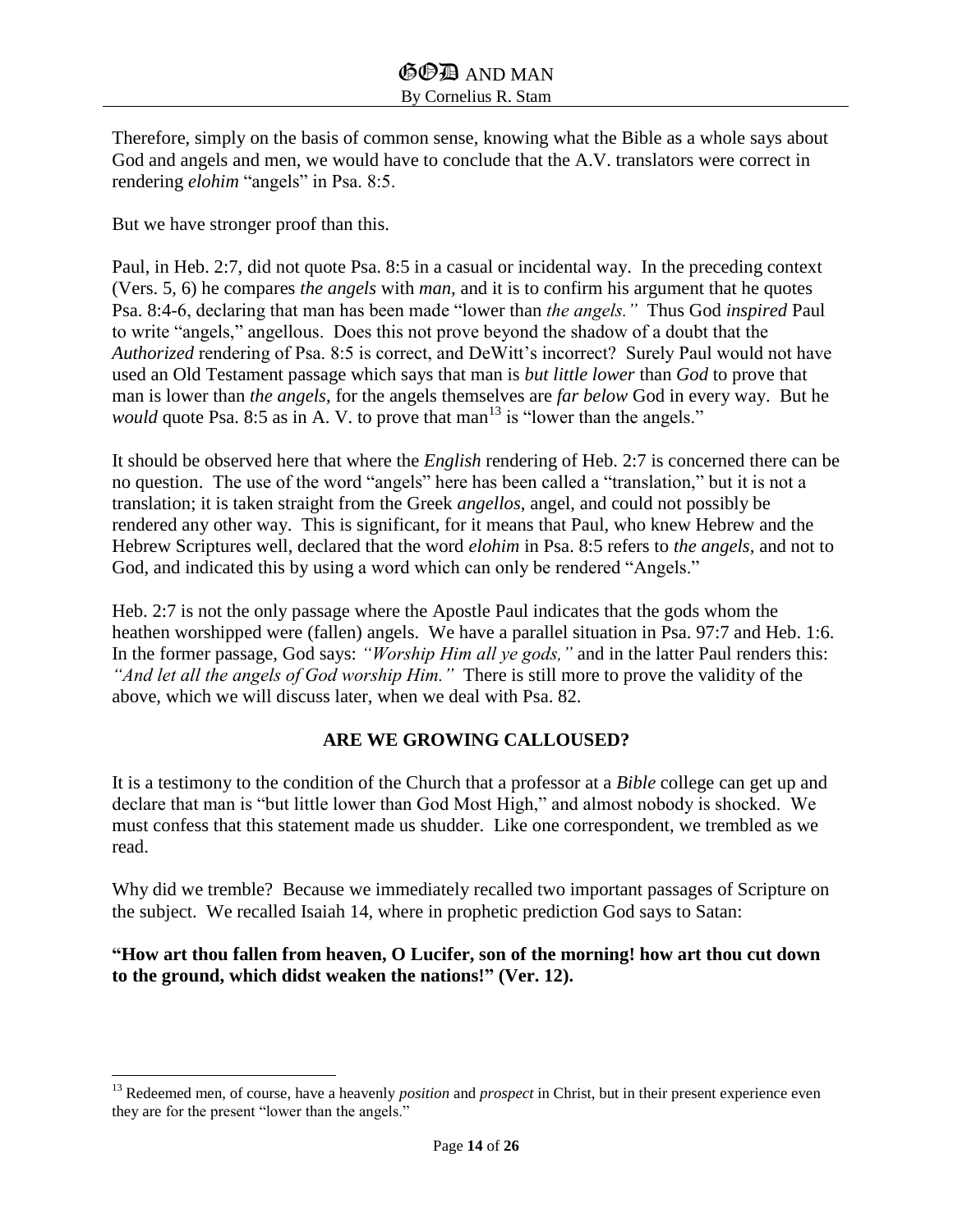Therefore, simply on the basis of common sense, knowing what the Bible as a whole says about God and angels and men, we would have to conclude that the A.V. translators were correct in rendering *elohim* "angels" in Psa. 8:5.

But we have stronger proof than this.

Paul, in Heb. 2:7, did not quote Psa. 8:5 in a casual or incidental way. In the preceding context (Vers. 5, 6) he compares *the angels* with *man*, and it is to confirm his argument that he quotes Psa. 8:4-6, declaring that man has been made "lower than *the angels.*" Thus God *inspired* Paul to write "angels," angellous. Does this not prove beyond the shadow of a doubt that the *Authorized* rendering of Psa. 8:5 is correct, and DeWitt's incorrect? Surely Paul would not have used an Old Testament passage which says that man is *but little lower* than *God* to prove that man is lower than *the angels*, for the angels themselves are *far below* God in every way. But he *would* quote Psa. 8:5 as in A. V. to prove that man[13] is "lower than the angels."

It should be observed here that where the *English* rendering of Heb. 2:7 is concerned there can be no question. The use of the word "angels" here has been called a "translation," but it is not a translation; it is taken straight from the Greek *angellos*, angel, and could not possibly be rendered any other way. This is significant, for it means that Paul, who knew Hebrew and the Hebrew Scriptures well, declared that the word *elohim* in Psa. 8:5 refers to *the angels*, and not to God, and indicated this by using a word which can only be rendered "Angels."

Heb. 2:7 is not the only passage where the Apostle Paul indicates that the gods whom the heathen worshipped were (fallen) angels. We have a parallel situation in Psa. 97:7 and Heb. 1:6. In the former passage, God says: *"Worship Him all ye gods,"* and in the latter Paul renders this: *"And let all the angels of God worship Him."* There is still more to prove the validity of the above, which we will discuss later, when we deal with Psa. 82.

## ARE WE GROWING CALLOUSED?

It is a testimony to the condition of the Church that a professor at a *Bible* college can get up and declare that man is "but little lower than God Most High," and almost nobody is shocked. We must confess that this statement made us shudder. Like one correspondent, we trembled as we read.

Why did we tremble? Because we immediately recalled two important passages of Scripture on the subject. We recalled Isaiah 14, where in prophetic prediction God says to Satan:

**"How art thou fallen from heaven, O Lucifer, son of the morning! how art thou cut down to the ground, which didst weaken the nations!" (Ver. 12).**

---

[13] Redeemed men, of course, have a heavenly *position* and *prospect* in Christ, but in their present experience even they are for the present "lower than the angels."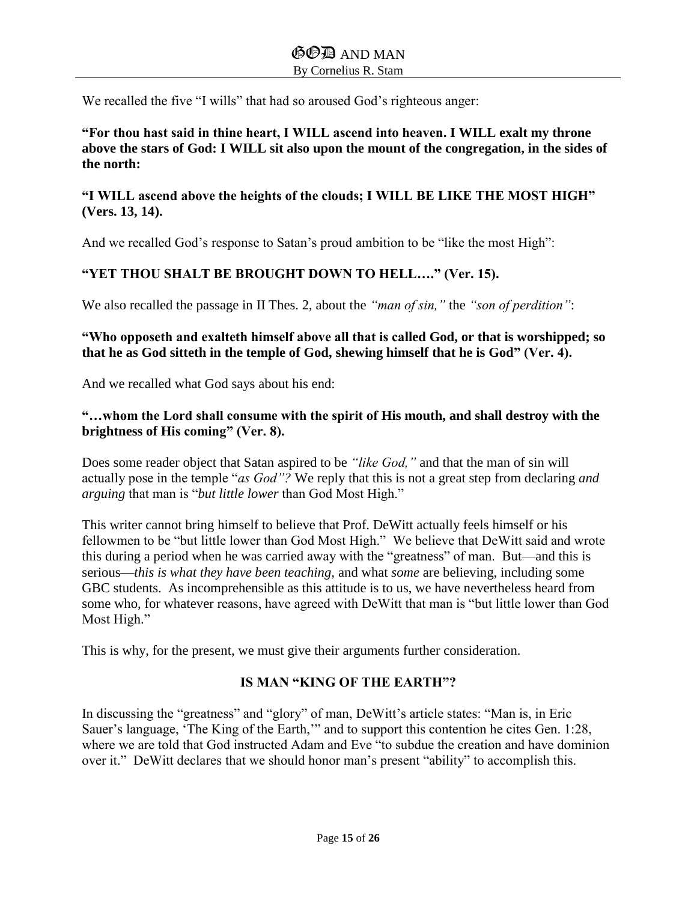We recalled the five "I wills" that had so aroused God's righteous anger:

**"For thou hast said in thine heart, I WILL ascend into heaven. I WILL exalt my throne above the stars of God: I WILL sit also upon the mount of the congregation, in the sides of the north:**

**"I WILL ascend above the heights of the clouds; I WILL BE LIKE THE MOST HIGH" (Vers. 13, 14).**

And we recalled God's response to Satan's proud ambition to be "like the most High":

**"YET THOU SHALT BE BROUGHT DOWN TO HELL…." (Ver. 15).**

We also recalled the passage in II Thes. 2, about the *"man of sin,"* the *"son of perdition"*:

**"Who opposeth and exalteth himself above all that is called God, or that is worshipped; so that he as God sitteth in the temple of God, shewing himself that he is God" (Ver. 4).**

And we recalled what God says about his end:

**"…whom the Lord shall consume with the spirit of His mouth, and shall destroy with the brightness of His coming" (Ver. 8).**

Does some reader object that Satan aspired to be *"like God,"* and that the man of sin will actually pose in the temple "*as God"?* We reply that this is not a great step from declaring *and arguing* that man is "*but little lower* than God Most High."

This writer cannot bring himself to believe that Prof. DeWitt actually feels himself or his fellowmen to be "but little lower than God Most High." We believe that DeWitt said and wrote this during a period when he was carried away with the "greatness" of man. But—and this is serious—*this is what they have been teaching,* and what *some* are believing, including some GBC students. As incomprehensible as this attitude is to us, we have nevertheless heard from some who, for whatever reasons, have agreed with DeWitt that man is "but little lower than God Most High."

This is why, for the present, we must give their arguments further consideration.

## IS MAN "KING OF THE EARTH"?

In discussing the "greatness" and "glory" of man, DeWitt's article states: "Man is, in Eric Sauer's language, 'The King of the Earth,'" and to support this contention he cites Gen. 1:28, where we are told that God instructed Adam and Eve "to subdue the creation and have dominion over it." DeWitt declares that we should honor man's present "ability" to accomplish this.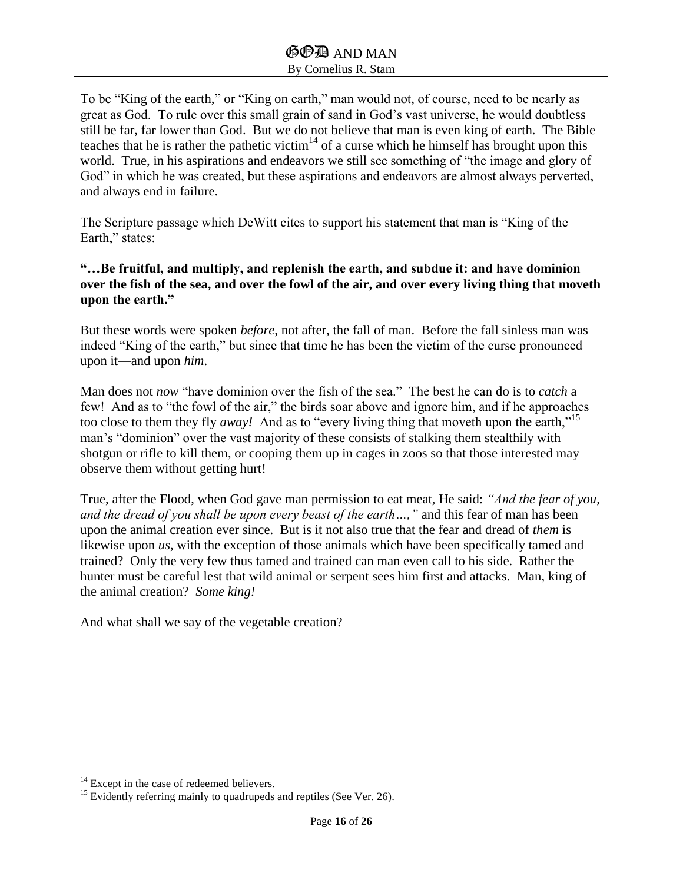To be "King of the earth," or "King on earth," man would not, of course, need to be nearly as great as God. To rule over this small grain of sand in God's vast universe, he would doubtless still be far, far lower than God. But we do not believe that man is even king of earth. The Bible teaches that he is rather the pathetic victim[14] of a curse which he himself has brought upon this world. True, in his aspirations and endeavors we still see something of "the image and glory of God" in which he was created, but these aspirations and endeavors are almost always perverted, and always end in failure.

The Scripture passage which DeWitt cites to support his statement that man is "King of the Earth," states:

**"…Be fruitful, and multiply, and replenish the earth, and subdue it: and have dominion over the fish of the sea, and over the fowl of the air, and over every living thing that moveth upon the earth."**

But these words were spoken *before*, not after, the fall of man. Before the fall sinless man was indeed "King of the earth," but since that time he has been the victim of the curse pronounced upon it—and upon *him*.

Man does not *now* "have dominion over the fish of the sea." The best he can do is to *catch* a few! And as to "the fowl of the air," the birds soar above and ignore him, and if he approaches too close to them they fly *away!* And as to "every living thing that moveth upon the earth,"[15] man's "dominion" over the vast majority of these consists of stalking them stealthily with shotgun or rifle to kill them, or cooping them up in cages in zoos so that those interested may observe them without getting hurt!

True, after the Flood, when God gave man permission to eat meat, He said: *"And the fear of you, and the dread of you shall be upon every beast of the earth…,"* and this fear of man has been upon the animal creation ever since. But is it not also true that the fear and dread of *them* is likewise upon *us*, with the exception of those animals which have been specifically tamed and trained? Only the very few thus tamed and trained can man even call to his side. Rather the hunter must be careful lest that wild animal or serpent sees him first and attacks. Man, king of the animal creation? *Some king!*

And what shall we say of the vegetable creation?

---

[14] Except in the case of redeemed believers.

[15] Evidently referring mainly to quadrupeds and reptiles (See Ver. 26).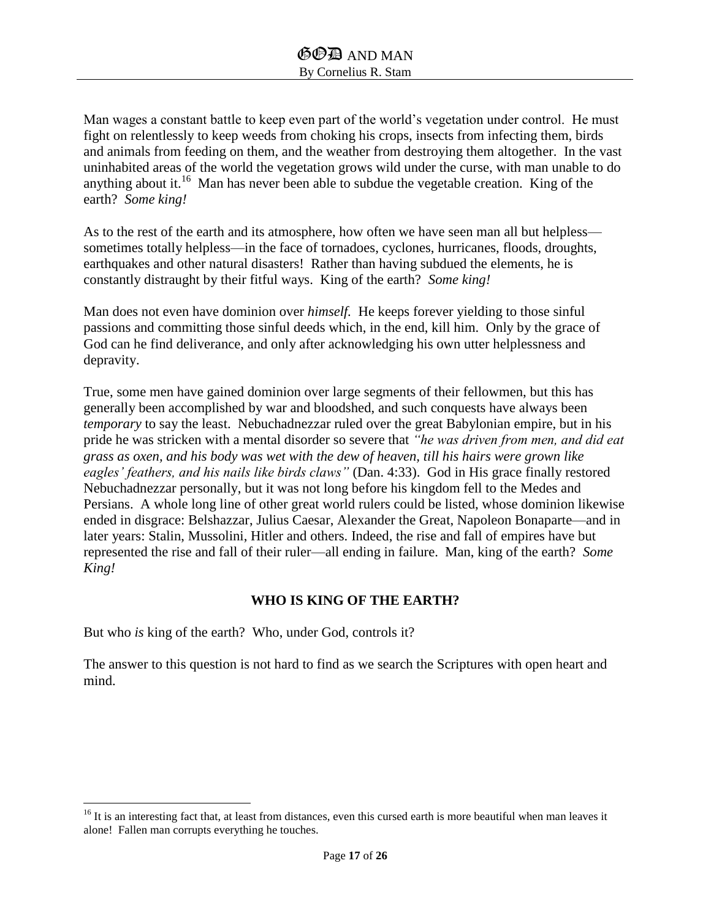Man wages a constant battle to keep even part of the world's vegetation under control. He must fight on relentlessly to keep weeds from choking his crops, insects from infecting them, birds and animals from feeding on them, and the weather from destroying them altogether. In the vast uninhabited areas of the world the vegetation grows wild under the curse, with man unable to do anything about it.[16] Man has never been able to subdue the vegetable creation. King of the earth? *Some king!*

As to the rest of the earth and its atmosphere, how often we have seen man all but helpless—sometimes totally helpless—in the face of tornadoes, cyclones, hurricanes, floods, droughts, earthquakes and other natural disasters! Rather than having subdued the elements, he is constantly distraught by their fitful ways. King of the earth? *Some king!*

Man does not even have dominion over *himself*. He keeps forever yielding to those sinful passions and committing those sinful deeds which, in the end, kill him. Only by the grace of God can he find deliverance, and only after acknowledging his own utter helplessness and depravity.

True, some men have gained dominion over large segments of their fellowmen, but this has generally been accomplished by war and bloodshed, and such conquests have always been *temporary* to say the least. Nebuchadnezzar ruled over the great Babylonian empire, but in his pride he was stricken with a mental disorder so severe that *"he was driven from men, and did eat grass as oxen, and his body was wet with the dew of heaven, till his hairs were grown like eagles' feathers, and his nails like birds claws"* (Dan. 4:33). God in His grace finally restored Nebuchadnezzar personally, but it was not long before his kingdom fell to the Medes and Persians. A whole long line of other great world rulers could be listed, whose dominion likewise ended in disgrace: Belshazzar, Julius Caesar, Alexander the Great, Napoleon Bonaparte—and in later years: Stalin, Mussolini, Hitler and others. Indeed, the rise and fall of empires have but represented the rise and fall of their ruler—all ending in failure. Man, king of the earth? *Some King!*

## WHO IS KING OF THE EARTH?

But who *is* king of the earth? Who, under God, controls it?

The answer to this question is not hard to find as we search the Scriptures with open heart and mind.

---

[16] It is an interesting fact that, at least from distances, even this cursed earth is more beautiful when man leaves it alone! Fallen man corrupts everything he touches.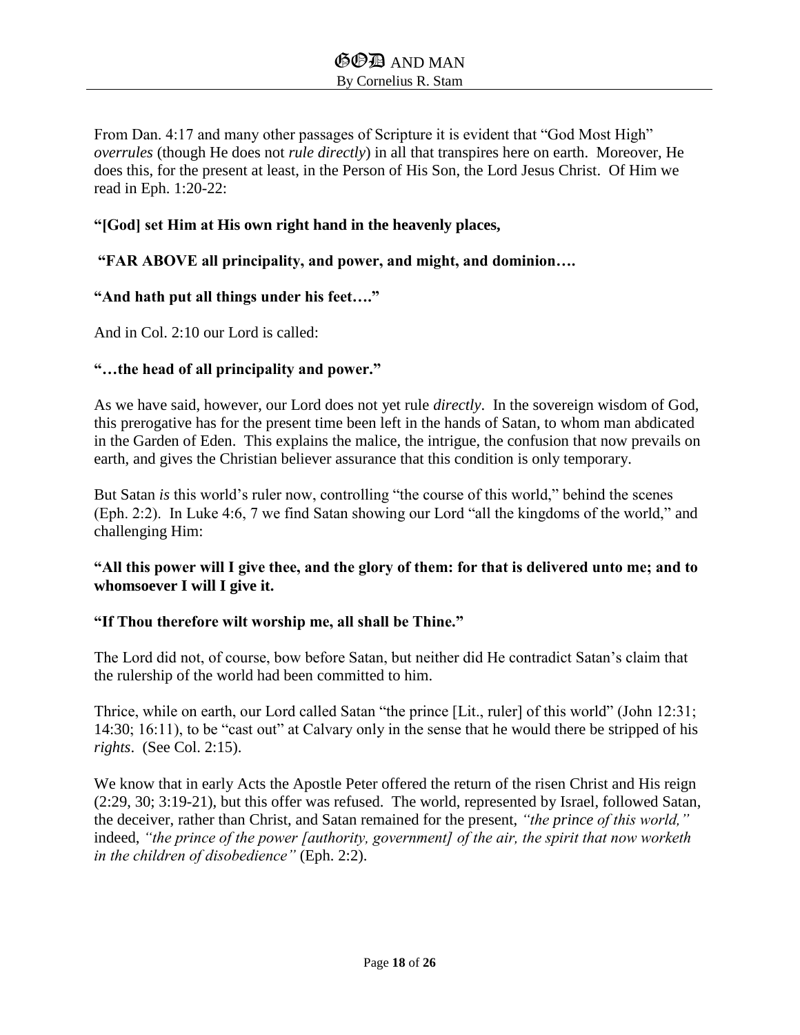From Dan. 4:17 and many other passages of Scripture it is evident that "God Most High" *overrules* (though He does not *rule directly*) in all that transpires here on earth. Moreover, He does this, for the present at least, in the Person of His Son, the Lord Jesus Christ. Of Him we read in Eph. 1:20-22:

**"[God] set Him at His own right hand in the heavenly places,**

**"FAR ABOVE all principality, and power, and might, and dominion….**

**"And hath put all things under his feet…."**

And in Col. 2:10 our Lord is called:

**"…the head of all principality and power."**

As we have said, however, our Lord does not yet rule *directly*. In the sovereign wisdom of God, this prerogative has for the present time been left in the hands of Satan, to whom man abdicated in the Garden of Eden. This explains the malice, the intrigue, the confusion that now prevails on earth, and gives the Christian believer assurance that this condition is only temporary.

But Satan *is* this world's ruler now, controlling "the course of this world," behind the scenes (Eph. 2:2). In Luke 4:6, 7 we find Satan showing our Lord "all the kingdoms of the world," and challenging Him:

**"All this power will I give thee, and the glory of them: for that is delivered unto me; and to whomsoever I will I give it.**

**"If Thou therefore wilt worship me, all shall be Thine."**

The Lord did not, of course, bow before Satan, but neither did He contradict Satan's claim that the rulership of the world had been committed to him.

Thrice, while on earth, our Lord called Satan "the prince [Lit., ruler] of this world" (John 12:31; 14:30; 16:11), to be "cast out" at Calvary only in the sense that he would there be stripped of his *rights*. (See Col. 2:15).

We know that in early Acts the Apostle Peter offered the return of the risen Christ and His reign (2:29, 30; 3:19-21), but this offer was refused. The world, represented by Israel, followed Satan, the deceiver, rather than Christ, and Satan remained for the present, *"the prince of this world,"* indeed, *"the prince of the power [authority, government] of the air, the spirit that now worketh in the children of disobedience"* (Eph. 2:2).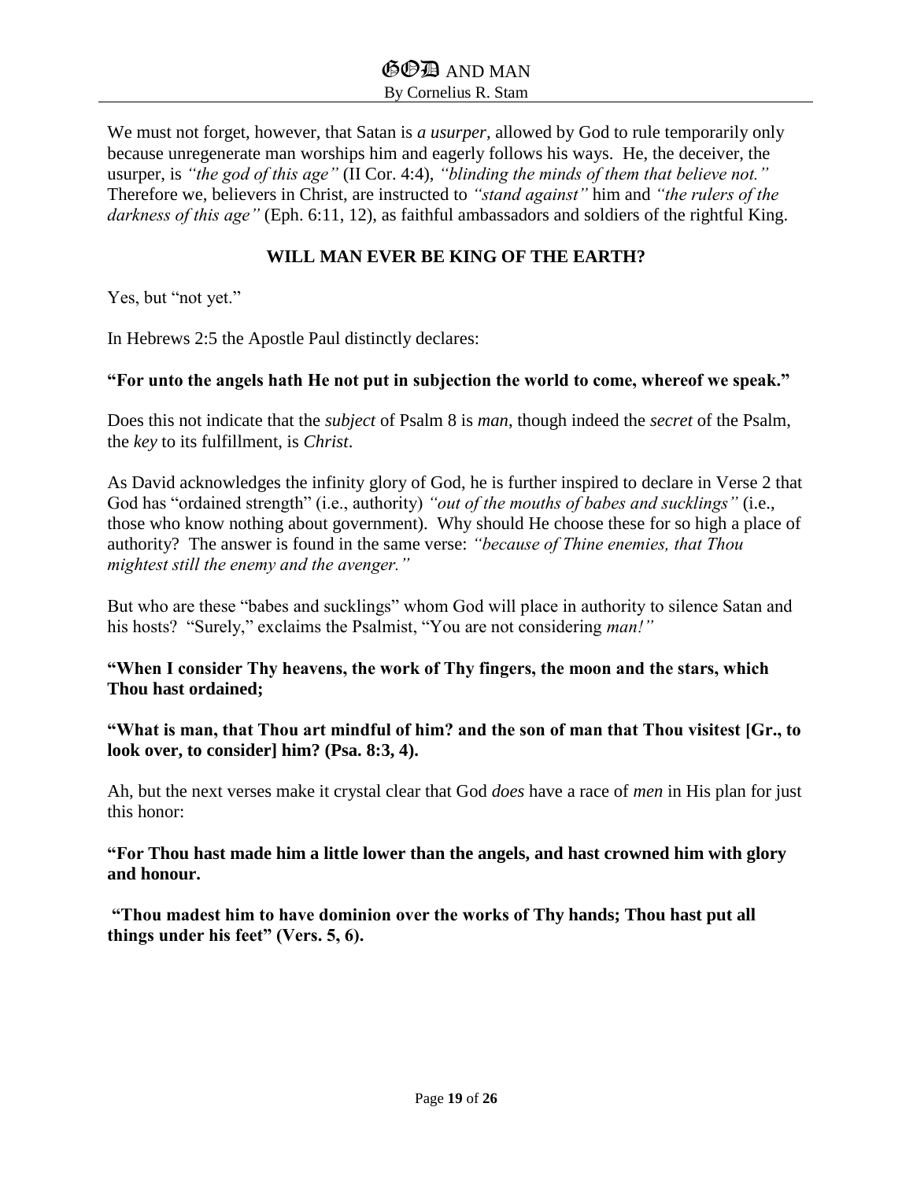We must not forget, however, that Satan is *a usurper*, allowed by God to rule temporarily only because unregenerate man worships him and eagerly follows his ways. He, the deceiver, the usurper, is *"the god of this age"* (II Cor. 4:4), *"blinding the minds of them that believe not."* Therefore we, believers in Christ, are instructed to *"stand against"* him and *"the rulers of the darkness of this age"* (Eph. 6:11, 12), as faithful ambassadors and soldiers of the rightful King.

## WILL MAN EVER BE KING OF THE EARTH?

Yes, but "not yet."

In Hebrews 2:5 the Apostle Paul distinctly declares:

**"For unto the angels hath He not put in subjection the world to come, whereof we speak."**

Does this not indicate that the *subject* of Psalm 8 is *man*, though indeed the *secret* of the Psalm, the *key* to its fulfillment, is *Christ*.

As David acknowledges the infinity glory of God, he is further inspired to declare in Verse 2 that God has "ordained strength" (i.e., authority) *"out of the mouths of babes and sucklings"* (i.e., those who know nothing about government). Why should He choose these for so high a place of authority? The answer is found in the same verse: *"because of Thine enemies, that Thou mightest still the enemy and the avenger."*

But who are these "babes and sucklings" whom God will place in authority to silence Satan and his hosts? "Surely," exclaims the Psalmist, "You are not considering *man!"*

**"When I consider Thy heavens, the work of Thy fingers, the moon and the stars, which Thou hast ordained;**

**"What is man, that Thou art mindful of him? and the son of man that Thou visitest [Gr., to look over, to consider] him? (Psa. 8:3, 4).**

Ah, but the next verses make it crystal clear that God *does* have a race of *men* in His plan for just this honor:

**"For Thou hast made him a little lower than the angels, and hast crowned him with glory and honour.**

**"Thou madest him to have dominion over the works of Thy hands; Thou hast put all things under his feet" (Vers. 5, 6).**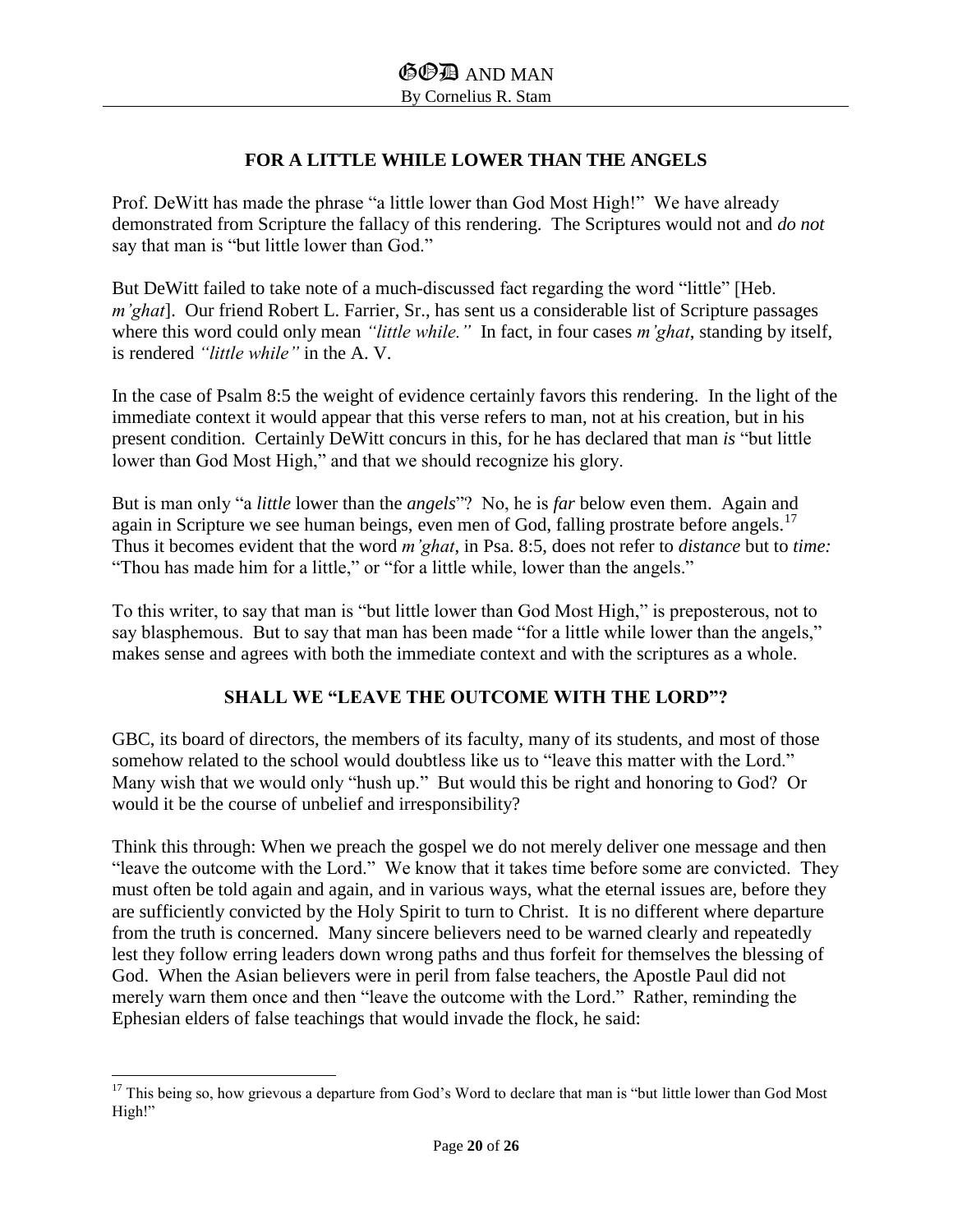## FOR A LITTLE WHILE LOWER THAN THE ANGELS

Prof. DeWitt has made the phrase "a little lower than God Most High!" We have already demonstrated from Scripture the fallacy of this rendering. The Scriptures would not and *do not* say that man is "but little lower than God."

But DeWitt failed to take note of a much-discussed fact regarding the word "little" [Heb. *m'ghat*]. Our friend Robert L. Farrier, Sr., has sent us a considerable list of Scripture passages where this word could only mean *"little while."* In fact, in four cases *m'ghat*, standing by itself, is rendered *"little while"* in the A. V.

In the case of Psalm 8:5 the weight of evidence certainly favors this rendering. In the light of the immediate context it would appear that this verse refers to man, not at his creation, but in his present condition. Certainly DeWitt concurs in this, for he has declared that man *is* "but little lower than God Most High," and that we should recognize his glory.

But is man only "a *little* lower than the *angels*"? No, he is *far* below even them. Again and again in Scripture we see human beings, even men of God, falling prostrate before angels.[17] Thus it becomes evident that the word *m'ghat*, in Psa. 8:5, does not refer to *distance* but to *time:* "Thou has made him for a little," or "for a little while, lower than the angels."

To this writer, to say that man is "but little lower than God Most High," is preposterous, not to say blasphemous. But to say that man has been made "for a little while lower than the angels," makes sense and agrees with both the immediate context and with the scriptures as a whole.

## SHALL WE "LEAVE THE OUTCOME WITH THE LORD"?

GBC, its board of directors, the members of its faculty, many of its students, and most of those somehow related to the school would doubtless like us to "leave this matter with the Lord." Many wish that we would only "hush up." But would this be right and honoring to God? Or would it be the course of unbelief and irresponsibility?

Think this through: When we preach the gospel we do not merely deliver one message and then "leave the outcome with the Lord." We know that it takes time before some are convicted. They must often be told again and again, and in various ways, what the eternal issues are, before they are sufficiently convicted by the Holy Spirit to turn to Christ. It is no different where departure from the truth is concerned. Many sincere believers need to be warned clearly and repeatedly lest they follow erring leaders down wrong paths and thus forfeit for themselves the blessing of God. When the Asian believers were in peril from false teachers, the Apostle Paul did not merely warn them once and then "leave the outcome with the Lord." Rather, reminding the Ephesian elders of false teachings that would invade the flock, he said:

---

[17] This being so, how grievous a departure from God's Word to declare that man is "but little lower than God Most High!"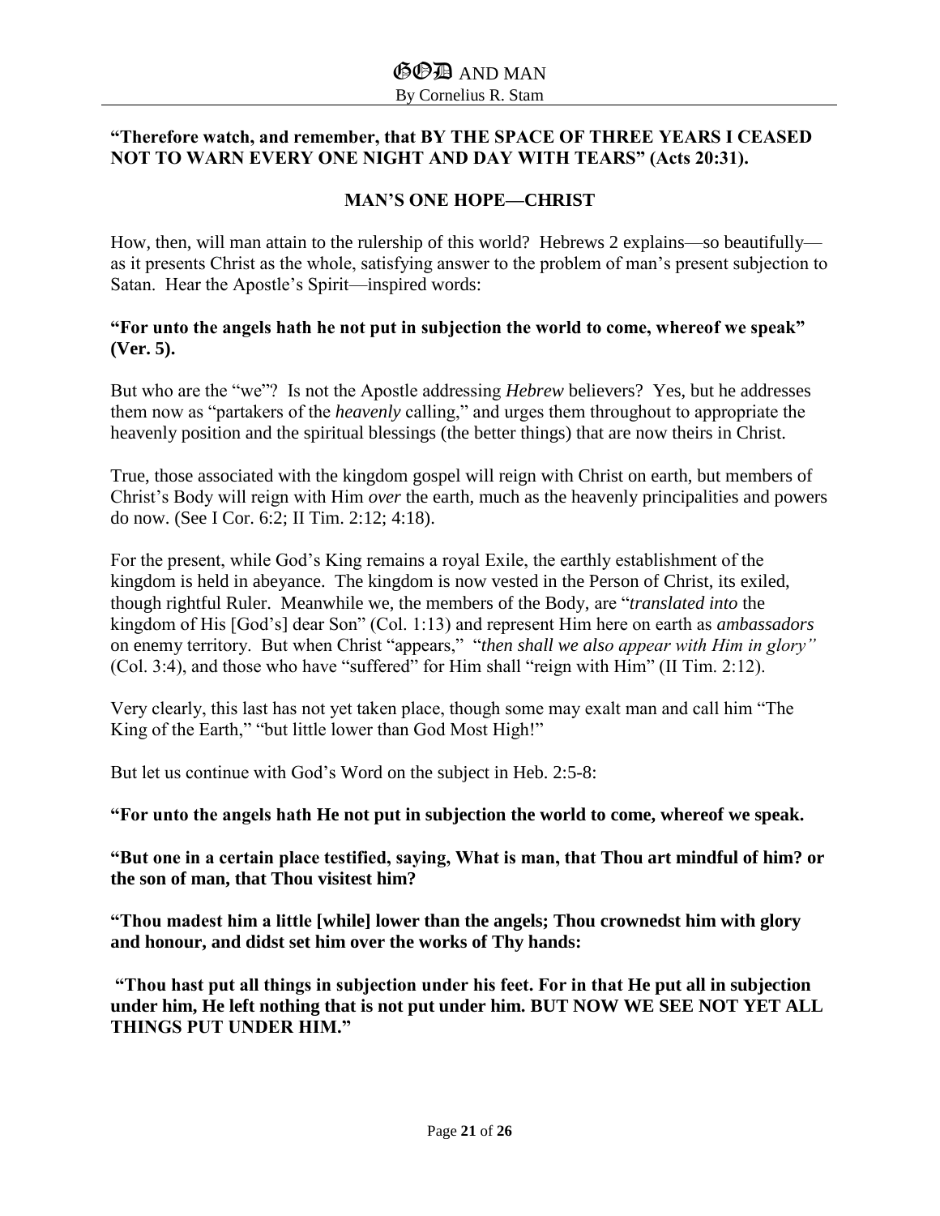**"Therefore watch, and remember, that BY THE SPACE OF THREE YEARS I CEASED NOT TO WARN EVERY ONE NIGHT AND DAY WITH TEARS" (Acts 20:31).**

## MAN'S ONE HOPE—CHRIST

How, then, will man attain to the rulership of this world? Hebrews 2 explains—so beautifully—as it presents Christ as the whole, satisfying answer to the problem of man's present subjection to Satan. Hear the Apostle's Spirit—inspired words:

**"For unto the angels hath he not put in subjection the world to come, whereof we speak" (Ver. 5).**

But who are the "we"? Is not the Apostle addressing *Hebrew* believers? Yes, but he addresses them now as "partakers of the *heavenly* calling," and urges them throughout to appropriate the heavenly position and the spiritual blessings (the better things) that are now theirs in Christ.

True, those associated with the kingdom gospel will reign with Christ on earth, but members of Christ's Body will reign with Him *over* the earth, much as the heavenly principalities and powers do now. (See I Cor. 6:2; II Tim. 2:12; 4:18).

For the present, while God's King remains a royal Exile, the earthly establishment of the kingdom is held in abeyance. The kingdom is now vested in the Person of Christ, its exiled, though rightful Ruler. Meanwhile we, the members of the Body, are "*translated into* the kingdom of His [God's] dear Son" (Col. 1:13) and represent Him here on earth as *ambassadors* on enemy territory. But when Christ "appears," "*then shall we also appear with Him in glory"* (Col. 3:4), and those who have "suffered" for Him shall "reign with Him" (II Tim. 2:12).

Very clearly, this last has not yet taken place, though some may exalt man and call him "The King of the Earth," "but little lower than God Most High!"

But let us continue with God's Word on the subject in Heb. 2:5-8:

**"For unto the angels hath He not put in subjection the world to come, whereof we speak.**

**"But one in a certain place testified, saying, What is man, that Thou art mindful of him? or the son of man, that Thou visitest him?**

**"Thou madest him a little [while] lower than the angels; Thou crownedst him with glory and honour, and didst set him over the works of Thy hands:**

**"Thou hast put all things in subjection under his feet. For in that He put all in subjection under him, He left nothing that is not put under him. BUT NOW WE SEE NOT YET ALL THINGS PUT UNDER HIM."**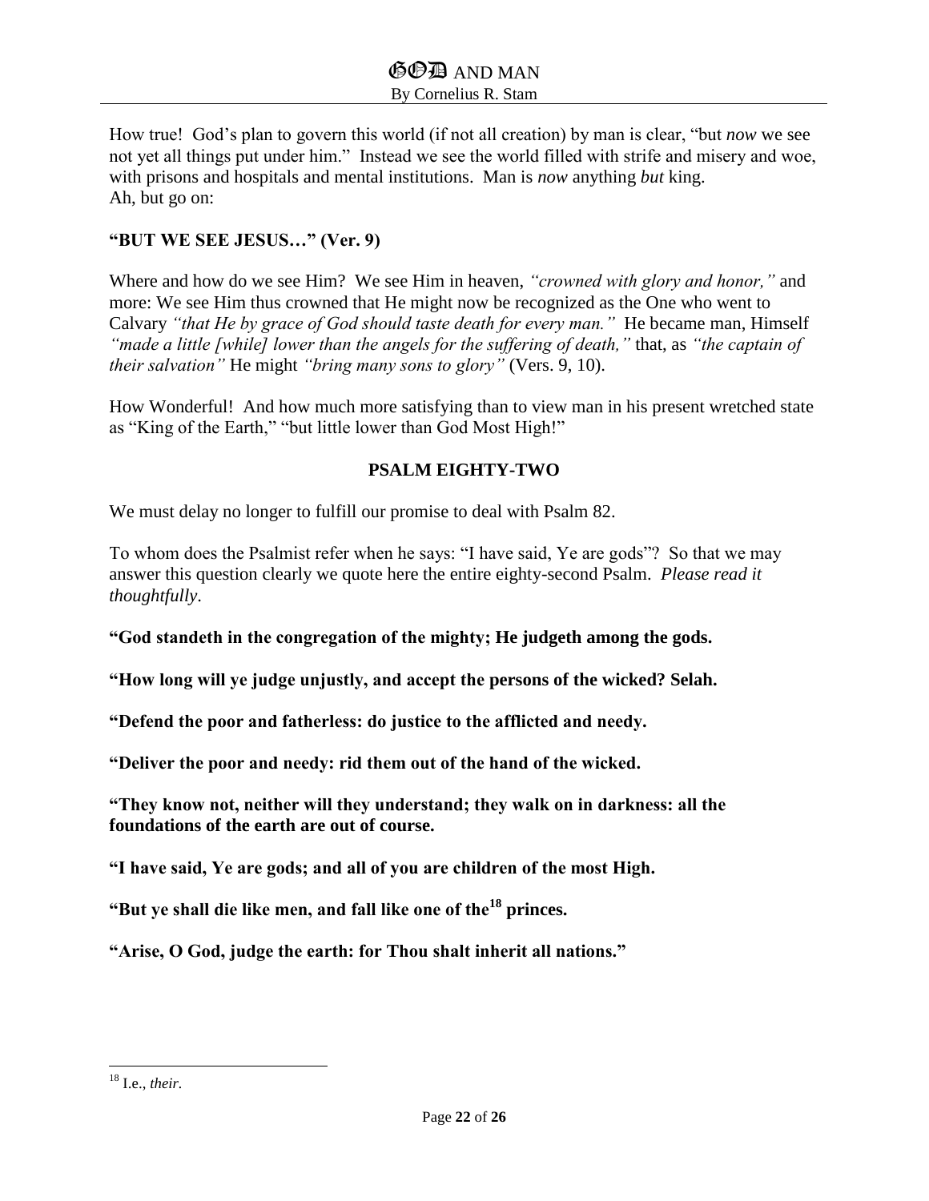How true! God's plan to govern this world (if not all creation) by man is clear, "but *now* we see not yet all things put under him." Instead we see the world filled with strife and misery and woe, with prisons and hospitals and mental institutions. Man is *now* anything *but* king.
Ah, but go on:

**"BUT WE SEE JESUS…" (Ver. 9)**

Where and how do we see Him? We see Him in heaven, *"crowned with glory and honor,"* and more: We see Him thus crowned that He might now be recognized as the One who went to Calvary *"that He by grace of God should taste death for every man."* He became man, Himself *"made a little [while] lower than the angels for the suffering of death,"* that, as *"the captain of their salvation"* He might *"bring many sons to glory"* (Vers. 9, 10).

How Wonderful! And how much more satisfying than to view man in his present wretched state as "King of the Earth," "but little lower than God Most High!"

## PSALM EIGHTY-TWO

We must delay no longer to fulfill our promise to deal with Psalm 82.

To whom does the Psalmist refer when he says: "I have said, Ye are gods"? So that we may answer this question clearly we quote here the entire eighty-second Psalm. *Please read it thoughtfully*.

**"God standeth in the congregation of the mighty; He judgeth among the gods.**

**"How long will ye judge unjustly, and accept the persons of the wicked? Selah.**

**"Defend the poor and fatherless: do justice to the afflicted and needy.**

**"Deliver the poor and needy: rid them out of the hand of the wicked.**

**"They know not, neither will they understand; they walk on in darkness: all the foundations of the earth are out of course.**

**"I have said, Ye are gods; and all of you are children of the most High.**

**"But ye shall die like men, and fall like one of the[18] princes.**

**"Arise, O God, judge the earth: for Thou shalt inherit all nations."**

---

[18] I.e., *their*.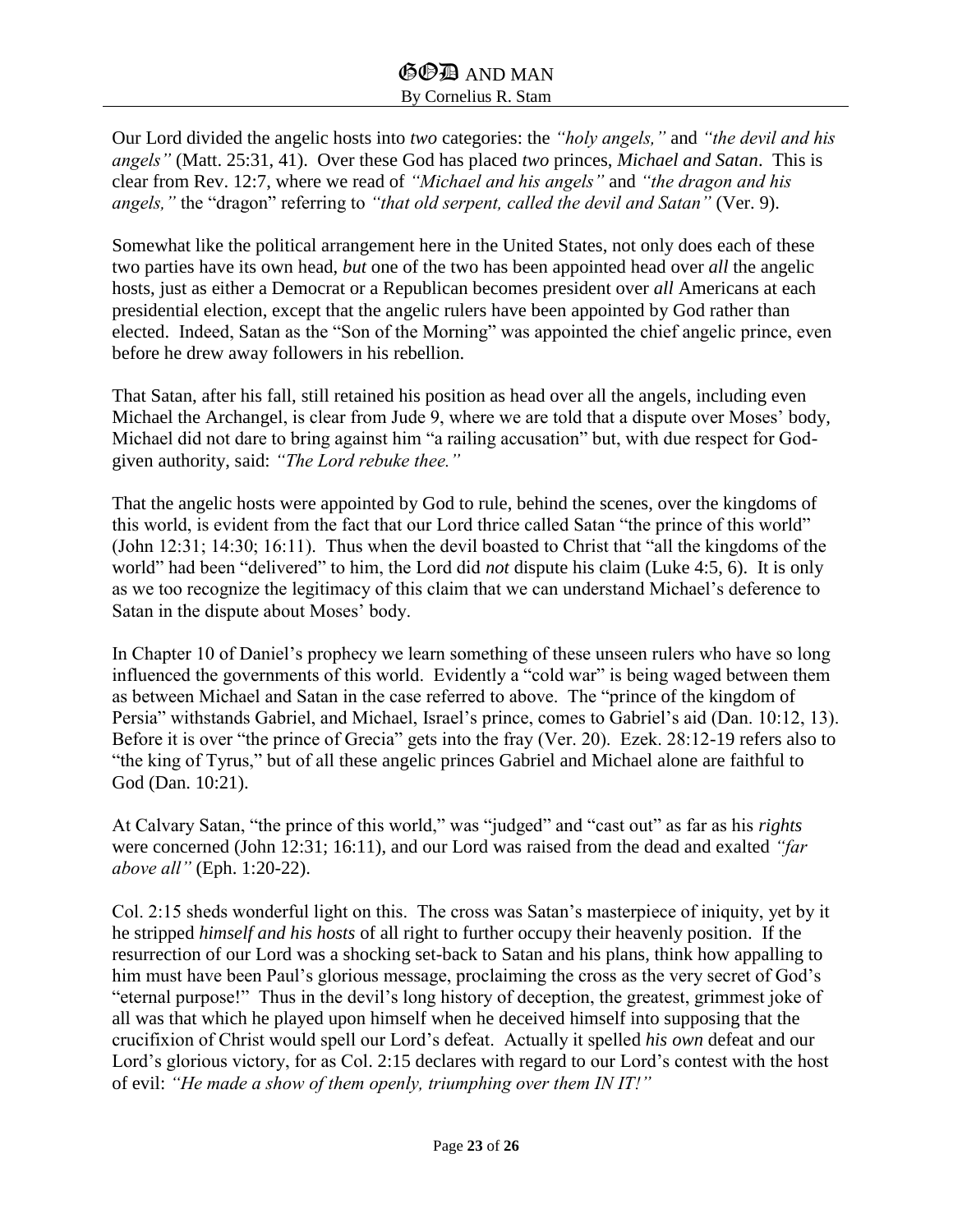Our Lord divided the angelic hosts into *two* categories: the *"holy angels,"* and *"the devil and his angels"* (Matt. 25:31, 41). Over these God has placed *two* princes, *Michael and Satan*. This is clear from Rev. 12:7, where we read of *"Michael and his angels"* and *"the dragon and his angels,"* the "dragon" referring to *"that old serpent, called the devil and Satan"* (Ver. 9).

Somewhat like the political arrangement here in the United States, not only does each of these two parties have its own head, *but* one of the two has been appointed head over *all* the angelic hosts, just as either a Democrat or a Republican becomes president over *all* Americans at each presidential election, except that the angelic rulers have been appointed by God rather than elected. Indeed, Satan as the "Son of the Morning" was appointed the chief angelic prince, even before he drew away followers in his rebellion.

That Satan, after his fall, still retained his position as head over all the angels, including even Michael the Archangel, is clear from Jude 9, where we are told that a dispute over Moses' body, Michael did not dare to bring against him "a railing accusation" but, with due respect for God-given authority, said: *"The Lord rebuke thee."*

That the angelic hosts were appointed by God to rule, behind the scenes, over the kingdoms of this world, is evident from the fact that our Lord thrice called Satan "the prince of this world" (John 12:31; 14:30; 16:11). Thus when the devil boasted to Christ that "all the kingdoms of the world" had been "delivered" to him, the Lord did *not* dispute his claim (Luke 4:5, 6). It is only as we too recognize the legitimacy of this claim that we can understand Michael's deference to Satan in the dispute about Moses' body.

In Chapter 10 of Daniel's prophecy we learn something of these unseen rulers who have so long influenced the governments of this world. Evidently a "cold war" is being waged between them as between Michael and Satan in the case referred to above. The "prince of the kingdom of Persia" withstands Gabriel, and Michael, Israel's prince, comes to Gabriel's aid (Dan. 10:12, 13). Before it is over "the prince of Grecia" gets into the fray (Ver. 20). Ezek. 28:12-19 refers also to "the king of Tyrus," but of all these angelic princes Gabriel and Michael alone are faithful to God (Dan. 10:21).

At Calvary Satan, "the prince of this world," was "judged" and "cast out" as far as his *rights* were concerned (John 12:31; 16:11), and our Lord was raised from the dead and exalted *"far above all"* (Eph. 1:20-22).

Col. 2:15 sheds wonderful light on this. The cross was Satan's masterpiece of iniquity, yet by it he stripped *himself and his hosts* of all right to further occupy their heavenly position. If the resurrection of our Lord was a shocking set-back to Satan and his plans, think how appalling to him must have been Paul's glorious message, proclaiming the cross as the very secret of God's "eternal purpose!" Thus in the devil's long history of deception, the greatest, grimmest joke of all was that which he played upon himself when he deceived himself into supposing that the crucifixion of Christ would spell our Lord's defeat. Actually it spelled *his own* defeat and our Lord's glorious victory, for as Col. 2:15 declares with regard to our Lord's contest with the host of evil: *"He made a show of them openly, triumphing over them IN IT!"*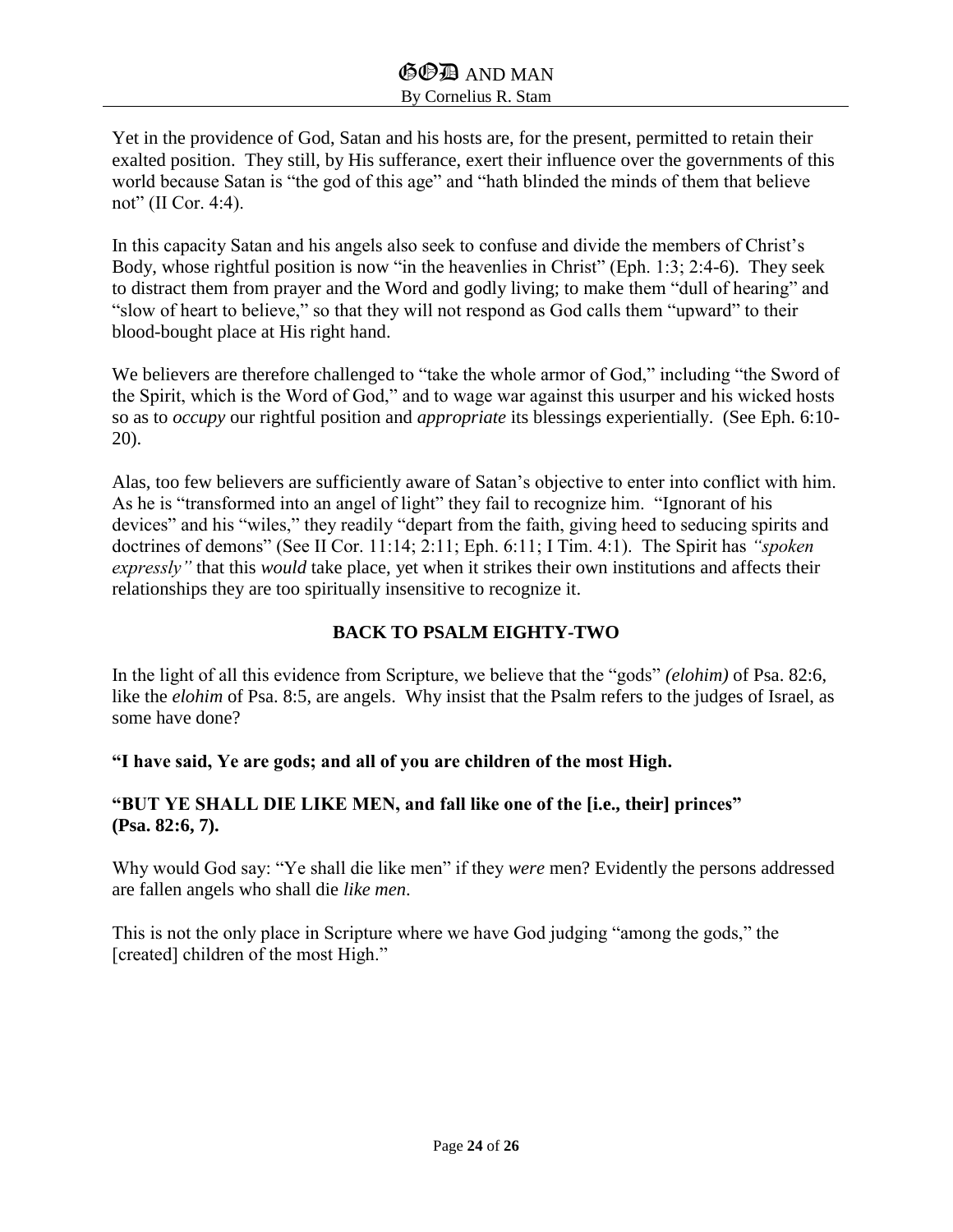Yet in the providence of God, Satan and his hosts are, for the present, permitted to retain their exalted position. They still, by His sufferance, exert their influence over the governments of this world because Satan is "the god of this age" and "hath blinded the minds of them that believe not" (II Cor. 4:4).

In this capacity Satan and his angels also seek to confuse and divide the members of Christ's Body, whose rightful position is now "in the heavenlies in Christ" (Eph. 1:3; 2:4-6). They seek to distract them from prayer and the Word and godly living; to make them "dull of hearing" and "slow of heart to believe," so that they will not respond as God calls them "upward" to their blood-bought place at His right hand.

We believers are therefore challenged to "take the whole armor of God," including "the Sword of the Spirit, which is the Word of God," and to wage war against this usurper and his wicked hosts so as to *occupy* our rightful position and *appropriate* its blessings experientially. (See Eph. 6:10-20).

Alas, too few believers are sufficiently aware of Satan's objective to enter into conflict with him. As he is "transformed into an angel of light" they fail to recognize him. "Ignorant of his devices" and his "wiles," they readily "depart from the faith, giving heed to seducing spirits and doctrines of demons" (See II Cor. 11:14; 2:11; Eph. 6:11; I Tim. 4:1). The Spirit has *"spoken expressly"* that this *would* take place, yet when it strikes their own institutions and affects their relationships they are too spiritually insensitive to recognize it.

## BACK TO PSALM EIGHTY-TWO

In the light of all this evidence from Scripture, we believe that the "gods" *(elohim)* of Psa. 82:6, like the *elohim* of Psa. 8:5, are angels. Why insist that the Psalm refers to the judges of Israel, as some have done?

**"I have said, Ye are gods; and all of you are children of the most High.**

**"BUT YE SHALL DIE LIKE MEN, and fall like one of the [i.e., their] princes" (Psa. 82:6, 7).**

Why would God say: "Ye shall die like men" if they *were* men? Evidently the persons addressed are fallen angels who shall die *like men.*

This is not the only place in Scripture where we have God judging "among the gods," the [created] children of the most High."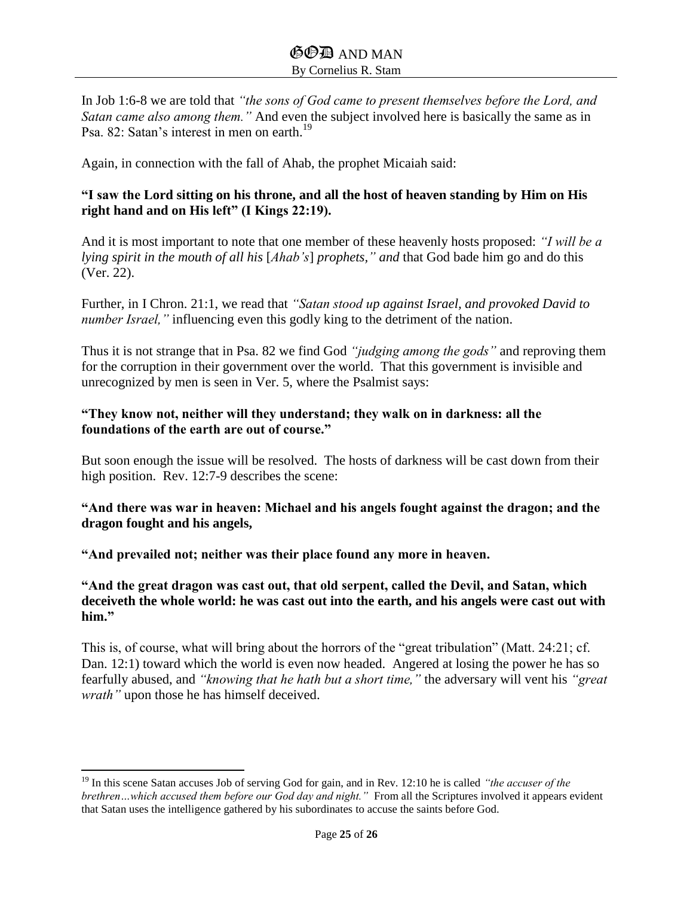In Job 1:6-8 we are told that *"the sons of God came to present themselves before the Lord, and Satan came also among them."* And even the subject involved here is basically the same as in Psa. 82: Satan's interest in men on earth.[19]

Again, in connection with the fall of Ahab, the prophet Micaiah said:

**"I saw the Lord sitting on his throne, and all the host of heaven standing by Him on His right hand and on His left" (I Kings 22:19).**

And it is most important to note that one member of these heavenly hosts proposed: *"I will be a lying spirit in the mouth of all his* [*Ahab's*] *prophets," and* that God bade him go and do this (Ver. 22).

Further, in I Chron. 21:1, we read that *"Satan stood up against Israel, and provoked David to number Israel,"* influencing even this godly king to the detriment of the nation.

Thus it is not strange that in Psa. 82 we find God *"judging among the gods"* and reproving them for the corruption in their government over the world. That this government is invisible and unrecognized by men is seen in Ver. 5, where the Psalmist says:

**"They know not, neither will they understand; they walk on in darkness: all the foundations of the earth are out of course."**

But soon enough the issue will be resolved. The hosts of darkness will be cast down from their high position. Rev. 12:7-9 describes the scene:

**"And there was war in heaven: Michael and his angels fought against the dragon; and the dragon fought and his angels,**

**"And prevailed not; neither was their place found any more in heaven.**

**"And the great dragon was cast out, that old serpent, called the Devil, and Satan, which deceiveth the whole world: he was cast out into the earth, and his angels were cast out with him."**

This is, of course, what will bring about the horrors of the "great tribulation" (Matt. 24:21; cf. Dan. 12:1) toward which the world is even now headed. Angered at losing the power he has so fearfully abused, and *"knowing that he hath but a short time,"* the adversary will vent his *"great wrath"* upon those he has himself deceived.

---

[19] In this scene Satan accuses Job of serving God for gain, and in Rev. 12:10 he is called *"the accuser of the brethren…which accused them before our God day and night."* From all the Scriptures involved it appears evident that Satan uses the intelligence gathered by his subordinates to accuse the saints before God.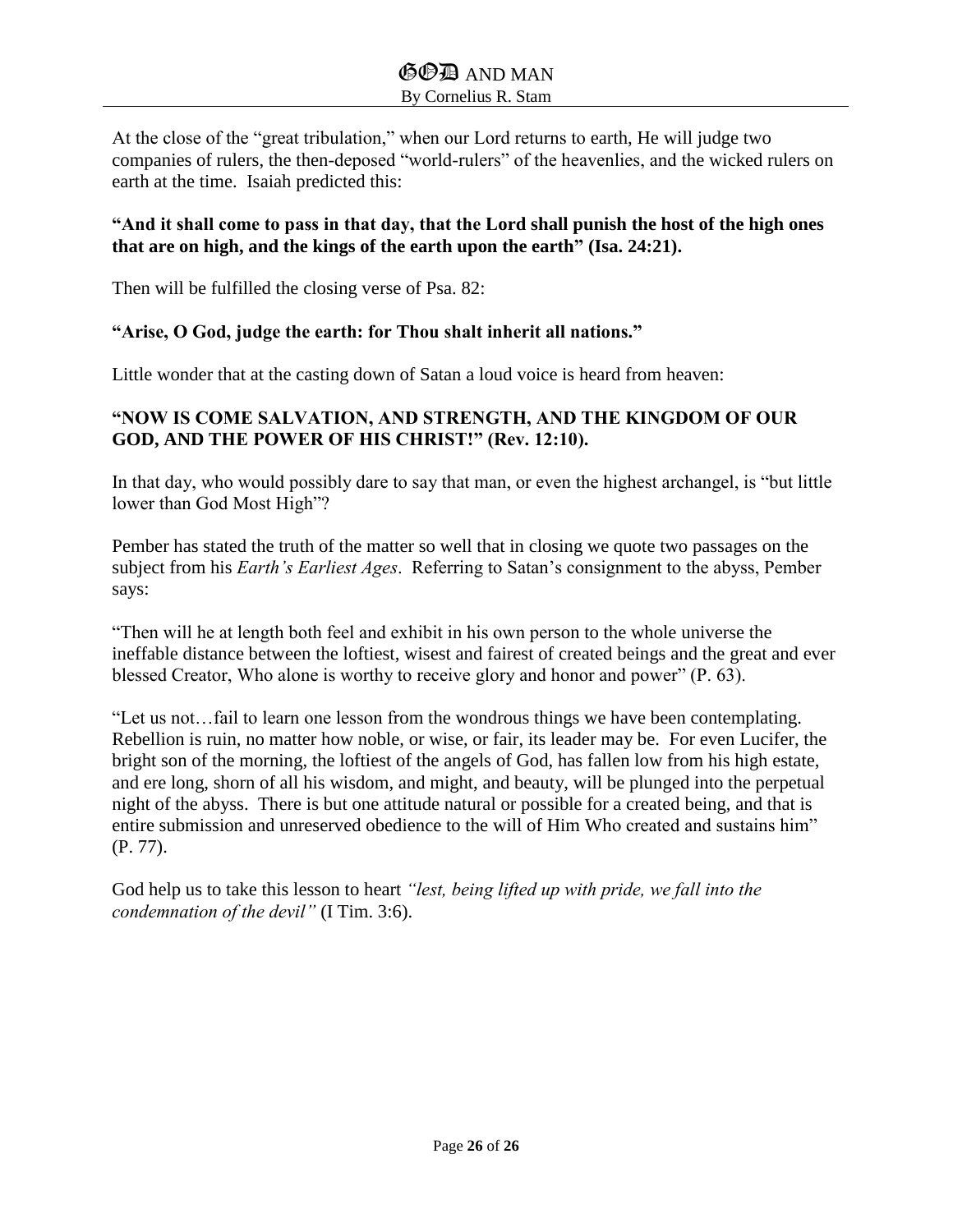At the close of the "great tribulation," when our Lord returns to earth, He will judge two companies of rulers, the then-deposed "world-rulers" of the heavenlies, and the wicked rulers on earth at the time. Isaiah predicted this:

**"And it shall come to pass in that day, that the Lord shall punish the host of the high ones that are on high, and the kings of the earth upon the earth" (Isa. 24:21).**

Then will be fulfilled the closing verse of Psa. 82:

**"Arise, O God, judge the earth: for Thou shalt inherit all nations."**

Little wonder that at the casting down of Satan a loud voice is heard from heaven:

**"NOW IS COME SALVATION, AND STRENGTH, AND THE KINGDOM OF OUR GOD, AND THE POWER OF HIS CHRIST!" (Rev. 12:10).**

In that day, who would possibly dare to say that man, or even the highest archangel, is "but little lower than God Most High"?

Pember has stated the truth of the matter so well that in closing we quote two passages on the subject from his *Earth's Earliest Ages*. Referring to Satan's consignment to the abyss, Pember says:

"Then will he at length both feel and exhibit in his own person to the whole universe the ineffable distance between the loftiest, wisest and fairest of created beings and the great and ever blessed Creator, Who alone is worthy to receive glory and honor and power" (P. 63).

"Let us not…fail to learn one lesson from the wondrous things we have been contemplating. Rebellion is ruin, no matter how noble, or wise, or fair, its leader may be. For even Lucifer, the bright son of the morning, the loftiest of the angels of God, has fallen low from his high estate, and ere long, shorn of all his wisdom, and might, and beauty, will be plunged into the perpetual night of the abyss. There is but one attitude natural or possible for a created being, and that is entire submission and unreserved obedience to the will of Him Who created and sustains him" (P. 77).

God help us to take this lesson to heart *"lest, being lifted up with pride, we fall into the condemnation of the devil"* (I Tim. 3:6).